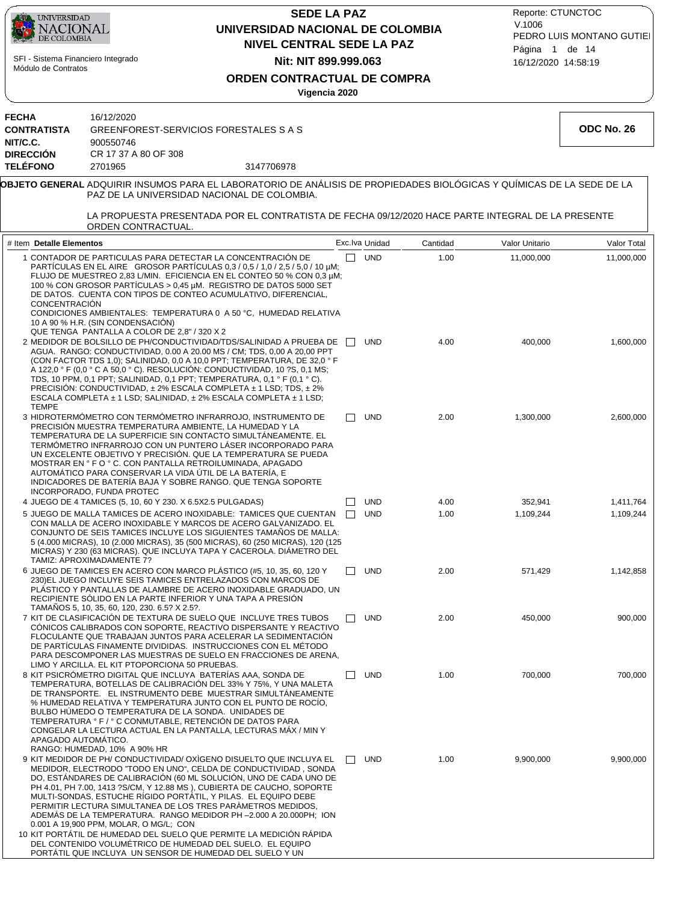UNIVERSIDAD NACIONAL DE COLOMBIA

SFI - Sistema Financiero Integrado
Módulo de Contratos

# SEDE LA PAZ
## UNIVERSIDAD NACIONAL DE COLOMBIA
## NIVEL CENTRAL SEDE LA PAZ
### Nit: NIT 899.999.063
## ORDEN CONTRACTUAL DE COMPRA
**Vigencia 2020**

Reporte: CTUNCTOC
V.1006
PEDRO LUIS MONTANO GUTIEI
16/12/2020 14:58:19

**ODC No. 26**

**FECHA** 16/12/2020
**CONTRATISTA** GREENFOREST-SERVICIOS FORESTALES S A S
**NIT/C.C.** 900550746
**DIRECCIÓN** CR 17 37 A 80 OF 308
**TELÉFONO** 2701965 3147706978

**OBJETO GENERAL** ADQUIRIR INSUMOS PARA EL LABORATORIO DE ANÁLISIS DE PROPIEDADES BIOLÓGICAS Y QUÍMICAS DE LA SEDE DE LA PAZ DE LA UNIVERSIDAD NACIONAL DE COLOMBIA.

LA PROPUESTA PRESENTADA POR EL CONTRATISTA DE FECHA 09/12/2020 HACE PARTE INTEGRAL DE LA PRESENTE ORDEN CONTRACTUAL.

| # Item | Detalle Elementos | Exc.Iva | Unidad | Cantidad | Valor Unitario | Valor Total |
|---|---|---|---|---|---|---|
| 1 | CONTADOR DE PARTICULAS PARA DETECTAR LA CONCENTRACIÓN DE PARTÍCULAS EN EL AIRE GROSOR PARTÍCULAS 0,3 / 0,5 / 1,0 / 2,5 / 5,0 / 10 µM; FLUJO DE MUESTREO 2,83 L/MIN. EFICIENCIA EN EL CONTEO 50 % CON 0,3 µM; 100 % CON GROSOR PARTÍCULAS > 0,45 µM. REGISTRO DE DATOS 5000 SET DE DATOS. CUENTA CON TIPOS DE CONTEO ACUMULATIVO, DIFERENCIAL, CONCENTRACIÓN CONDICIONES AMBIENTALES: TEMPERATURA 0 A 50 °C, HUMEDAD RELATIVA 10 A 90 % H.R. (SIN CONDENSACIÓN) QUE TENGA PANTALLA A COLOR DE 2,8" / 320 X 2 | ☐ | UND | 1.00 | 11,000,000 | 11,000,000 |
| 2 | MEDIDOR DE BOLSILLO DE PH/CONDUCTIVIDAD/TDS/SALINIDAD A PRUEBA DE AGUA. RANGO: CONDUCTIVIDAD, 0.00 A 20.00 MS / CM; TDS, 0,00 A 20,00 PPT (CON FACTOR TDS 1,0); SALINIDAD, 0,0 A 10,0 PPT; TEMPERATURA, DE 32,0 ° F A 122,0 ° F (0,0 ° C A 50,0 ° C). RESOLUCIÓN: CONDUCTIVIDAD, 10 ?S, 0,1 MS; TDS, 10 PPM, 0,1 PPT; SALINIDAD, 0,1 PPT; TEMPERATURA, 0,1 ° F (0,1 ° C). PRECISIÓN: CONDUCTIVIDAD, ± 2% ESCALA COMPLETA ± 1 LSD; TDS, ± 2% ESCALA COMPLETA ± 1 LSD; SALINIDAD, ± 2% ESCALA COMPLETA ± 1 LSD; TEMPE | ☐ | UND | 4.00 | 400,000 | 1,600,000 |
| 3 | HIDROTERMÓMETRO CON TERMÓMETRO INFRARROJO, INSTRUMENTO DE PRECISIÓN MUESTRA TEMPERATURA AMBIENTE, LA HUMEDAD Y LA TEMPERATURA DE LA SUPERFICIE SIN CONTACTO SIMULTÁNEAMENTE. EL TERMÓMETRO INFRARROJO CON UN PUNTERO LÁSER INCORPORADO PARA UN EXCELENTE OBJETIVO Y PRECISIÓN. QUE LA TEMPERATURA SE PUEDA MOSTRAR EN ° F O ° C. CON PANTALLA RETROILUMINADA, APAGADO AUTOMÁTICO PARA CONSERVAR LA VIDA ÚTIL DE LA BATERÍA, E INDICADORES DE BATERÍA BAJA Y SOBRE RANGO. QUE TENGA SOPORTE INCORPORADO, FUNDA PROTEC | ☐ | UND | 2.00 | 1,300,000 | 2,600,000 |
| 4 | JUEGO DE 4 TAMICES (5, 10, 60 Y 230. X 6.5X2.5 PULGADAS) | ☐ | UND | 4.00 | 352,941 | 1,411,764 |
| 5 | JUEGO DE MALLA TAMICES DE ACERO INOXIDABLE: TAMICES QUE CUENTAN CON MALLA DE ACERO INOXIDABLE Y MARCOS DE ACERO GALVANIZADO. EL CONJUNTO DE SEIS TAMICES INCLUYE LOS SIGUIENTES TAMAÑOS DE MALLA: 5 (4.000 MICRAS), 10 (2.000 MICRAS), 35 (500 MICRAS), 60 (250 MICRAS), 120 (125 MICRAS) Y 230 (63 MICRAS). QUE INCLUYA TAPA Y CACEROLA. DIÁMETRO DEL TAMIZ: APROXIMADAMENTE 7? | ☐ | UND | 1.00 | 1,109,244 | 1,109,244 |
| 6 | JUEGO DE TAMICES EN ACERO CON MARCO PLÁSTICO (#5, 10, 35, 60, 120 Y 230)EL JUEGO INCLUYE SEIS TAMICES ENTRELAZADOS CON MARCOS DE PLÁSTICO Y PANTALLAS DE ALAMBRE DE ACERO INOXIDABLE GRADUADO, UN RECIPIENTE SÓLIDO EN LA PARTE INFERIOR Y UNA TAPA A PRESIÓN TAMAÑOS 5, 10, 35, 60, 120, 230. 6.5? X 2.5?. | ☐ | UND | 2.00 | 571,429 | 1,142,858 |
| 7 | KIT DE CLASIFICACIÓN DE TEXTURA DE SUELO QUE INCLUYE TRES TUBOS CÓNICOS CALIBRADOS CON SOPORTE, REACTIVO DISPERSANTE Y REACTIVO FLOCULANTE QUE TRABAJAN JUNTOS PARA ACELERAR LA SEDIMENTACIÓN DE PARTÍCULAS FINAMENTE DIVIDIDAS. INSTRUCCIONES CON EL MÉTODO PARA DESCOMPONER LAS MUESTRAS DE SUELO EN FRACCIONES DE ARENA, LIMO Y ARCILLA. EL KIT PTOPORCIONA 50 PRUEBAS. | ☐ | UND | 2.00 | 450,000 | 900,000 |
| 8 | KIT PSICRÓMETRO DIGITAL QUE INCLUYA BATERÍAS AAA, SONDA DE TEMPERATURA, BOTELLAS DE CALIBRACIÓN DEL 33% Y 75%, Y UNA MALETA DE TRANSPORTE. EL INSTRUMENTO DEBE MUESTRAR SIMULTÁNEAMENTE % HUMEDAD RELATIVA Y TEMPERATURA JUNTO CON EL PUNTO DE ROCÍO, BULBO HÚMEDO O TEMPERATURA DE LA SONDA. UNIDADES DE TEMPERATURA ° F / ° C CONMUTABLE, RETENCIÓN DE DATOS PARA CONGELAR LA LECTURA ACTUAL EN LA PANTALLA, LECTURAS MÁX / MIN Y APAGADO AUTOMÁTICO. RANGO: HUMEDAD, 10% A 90% HR | ☐ | UND | 1.00 | 700,000 | 700,000 |
| 9 | KIT MEDIDOR DE PH/ CONDUCTIVIDAD/ OXÌGENO DISUELTO QUE INCLUYA EL MEDIDOR, ELECTRODO "TODO EN UNO", CELDA DE CONDUCTIVIDAD , SONDA DO, ESTÁNDARES DE CALIBRACIÓN (60 ML SOLUCIÓN, UNO DE CADA UNO DE PH 4.01, PH 7.00, 1413 ?S/CM, Y 12.88 MS ), CUBIERTA DE CAUCHO, SOPORTE MULTI-SONDAS, ESTUCHE RÍGIDO PORTÁTIL, Y PILAS. EL EQUIPO DEBE PERMITIR LECTURA SIMULTANEA DE LOS TRES PARÀMETROS MEDIDOS, ADEMÁS DE LA TEMPERATURA. RANGO MEDIDOR PH –2.000 A 20.000PH; ION 0.001 A 19,900 PPM, MOLAR, O MG/L; CON | ☐ | UND | 1.00 | 9,900,000 | 9,900,000 |
| 10 | KIT PORTÁTIL DE HUMEDAD DEL SUELO QUE PERMITE LA MEDICIÓN RÁPIDA DEL CONTENIDO VOLUMÉTRICO DE HUMEDAD DEL SUELO. EL EQUIPO PORTÁTIL QUE INCLUYA UN SENSOR DE HUMEDAD DEL SUELO Y UN | | | | | |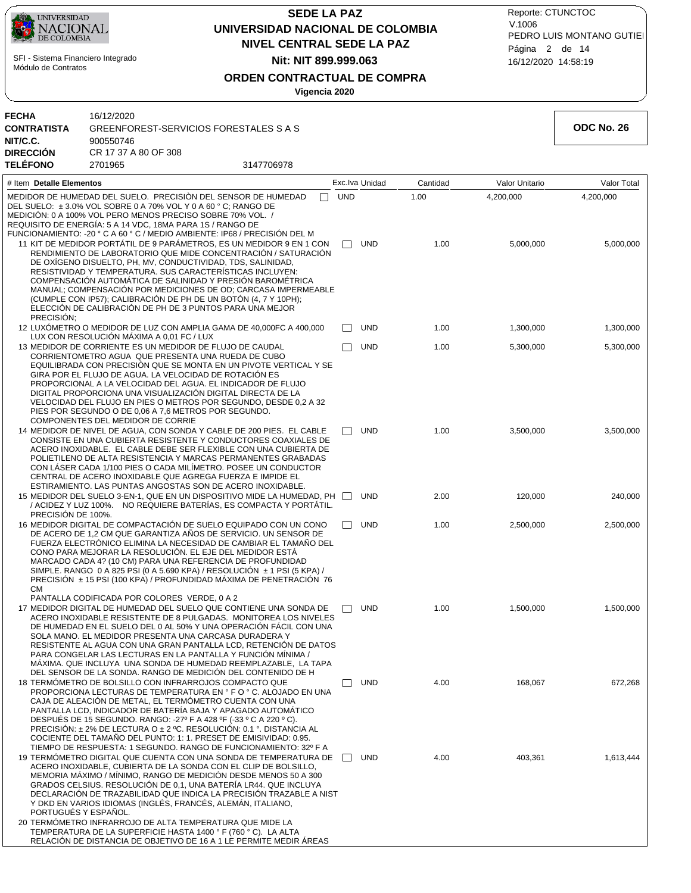# SEDE LA PAZ
## UNIVERSIDAD NACIONAL DE COLOMBIA
### NIVEL CENTRAL SEDE LA PAZ
### Nit: NIT 899.999.063
### ORDEN CONTRACTUAL DE COMPRA
**Vigencia 2020**

SFI - Sistema Financiero Integrado
Módulo de Contratos

Reporte: CTUNCTOC
V.1006
PEDRO LUIS MONTANO GUTIEI
16/12/2020 14:58:19

**FECHA** 16/12/2020
**CONTRATISTA** GREENFOREST-SERVICIOS FORESTALES S A S
**NIT/C.C.** 900550746
**DIRECCIÓN** CR 17 37 A 80 OF 308
**TELÉFONO** 2701965 3147706978

**ODC No. 26**

| # Item | Detalle Elementos | Exc.Iva | Unidad | Cantidad | Valor Unitario | Valor Total |
|---|---|---|---|---|---|---|
| | MEDIDOR DE HUMEDAD DEL SUELO. PRECISIÒN DEL SENSOR DE HUMEDAD DEL SUELO: ± 3.0% VOL SOBRE 0 A 70% VOL Y 0 A 60 ° C; RANGO DE MEDICIÓN: 0 A 100% VOL PERO MENOS PRECISO SOBRE 70% VOL. / REQUISITO DE ENERGÍA: 5 A 14 VDC, 18MA PARA 1S / RANGO DE FUNCIONAMIENTO: -20 ° C A 60 ° C / MEDIO AMBIENTE: IP68 / PRECISIÓN DEL M | ☐ | UND | 1.00 | 4,200,000 | 4,200,000 |
| 11 | KIT DE MEDIDOR PORTÁTIL DE 9 PARÁMETROS, ES UN MEDIDOR 9 EN 1 CON RENDIMIENTO DE LABORATORIO QUE MIDE CONCENTRACIÓN / SATURACIÓN DE OXÍGENO DISUELTO, PH, MV, CONDUCTIVIDAD, TDS, SALINIDAD, RESISTIVIDAD Y TEMPERATURA. SUS CARACTERÍSTICAS INCLUYEN: COMPENSACIÓN AUTOMÁTICA DE SALINIDAD Y PRESIÓN BAROMÉTRICA MANUAL; COMPENSACIÓN POR MEDICIONES DE OD; CARCASA IMPERMEABLE (CUMPLE CON IP57); CALIBRACIÓN DE PH DE UN BOTÓN (4, 7 Y 10PH); ELECCIÓN DE CALIBRACIÓN DE PH DE 3 PUNTOS PARA UNA MEJOR PRECISIÓN; | ☐ | UND | 1.00 | 5,000,000 | 5,000,000 |
| 12 | LUXÓMETRO O MEDIDOR DE LUZ CON AMPLIA GAMA DE 40,000FC A 400,000 LUX CON RESOLUCIÓN MÁXIMA A 0,01 FC / LUX | ☐ | UND | 1.00 | 1,300,000 | 1,300,000 |
| 13 | MEDIDOR DE CORRIENTE ES UN MEDIDOR DE FLUJO DE CAUDAL CORRIENTOMETRO AGUA QUE PRESENTA UNA RUEDA DE CUBO EQUILIBRADA CON PRECISIÓN QUE SE MONTA EN UN PIVOTE VERTICAL Y SE GIRA POR EL FLUJO DE AGUA. LA VELOCIDAD DE ROTACIÓN ES PROPORCIONAL A LA VELOCIDAD DEL AGUA. EL INDICADOR DE FLUJO DIGITAL PROPORCIONA UNA VISUALIZACIÓN DIGITAL DIRECTA DE LA VELOCIDAD DEL FLUJO EN PIES O METROS POR SEGUNDO, DESDE 0,2 A 32 PIES POR SEGUNDO O DE 0,06 A 7,6 METROS POR SEGUNDO. COMPONENTES DEL MEDIDOR DE CORRIE | ☐ | UND | 1.00 | 5,300,000 | 5,300,000 |
| 14 | MEDIDOR DE NIVEL DE AGUA, CON SONDA Y CABLE DE 200 PIES. EL CABLE CONSISTE EN UNA CUBIERTA RESISTENTE Y CONDUCTORES COAXIALES DE ACERO INOXIDABLE. EL CABLE DEBE SER FLEXIBLE CON UNA CUBIERTA DE POLIETILENO DE ALTA RESISTENCIA Y MARCAS PERMANENTES GRABADAS CON LÁSER CADA 1/100 PIES O CADA MILÍMETRO. POSEE UN CONDUCTOR CENTRAL DE ACERO INOXIDABLE QUE AGREGA FUERZA E IMPIDE EL ESTIRAMIENTO. LAS PUNTAS ANGOSTAS SON DE ACERO INOXIDABLE. | ☐ | UND | 1.00 | 3,500,000 | 3,500,000 |
| 15 | MEDIDOR DEL SUELO 3-EN-1, QUE EN UN DISPOSITIVO MIDE LA HUMEDAD, PH / ACIDEZ Y LUZ 100%. NO REQUIERE BATERÍAS, ES COMPACTA Y PORTÁTIL. PRECISIÓN DE 100%. | ☐ | UND | 2.00 | 120,000 | 240,000 |
| 16 | MEDIDOR DIGITAL DE COMPACTACIÓN DE SUELO EQUIPADO CON UN CONO DE ACERO DE 1,2 CM QUE GARANTIZA AÑOS DE SERVICIO. UN SENSOR DE FUERZA ELECTRÓNICO ELIMINA LA NECESIDAD DE CAMBIAR EL TAMAÑO DEL CONO PARA MEJORAR LA RESOLUCIÓN. EL EJE DEL MEDIDOR ESTÁ MARCADO CADA 4? (10 CM) PARA UNA REFERENCIA DE PROFUNDIDAD SIMPLE. RANGO 0 A 825 PSI (0 A 5.690 KPA) / RESOLUCIÓN ± 1 PSI (5 KPA) / PRECISIÓN ± 15 PSI (100 KPA) / PROFUNDIDAD MÁXIMA DE PENETRACIÓN 76 CM PANTALLA CODIFICADA POR COLORES VERDE, 0 A 2 | ☐ | UND | 1.00 | 2,500,000 | 2,500,000 |
| 17 | MEDIDOR DIGITAL DE HUMEDAD DEL SUELO QUE CONTIENE UNA SONDA DE ACERO INOXIDABLE RESISTENTE DE 8 PULGADAS. MONITOREA LOS NIVELES DE HUMEDAD EN EL SUELO DEL 0 AL 50% Y UNA OPERACIÓN FÁCIL CON UNA SOLA MANO. EL MEDIDOR PRESENTA UNA CARCASA DURADERA Y RESISTENTE AL AGUA CON UNA GRAN PANTALLA LCD, RETENCIÓN DE DATOS PARA CONGELAR LAS LECTURAS EN LA PANTALLA Y FUNCIÓN MÍNIMA / MÁXIMA. QUE INCLUYA UNA SONDA DE HUMEDAD REEMPLAZABLE, LA TAPA DEL SENSOR DE LA SONDA. RANGO DE MEDICIÓN DEL CONTENIDO DE H | ☐ | UND | 1.00 | 1,500,000 | 1,500,000 |
| 18 | TERMÓMETRO DE BOLSILLO CON INFRARROJOS COMPACTO QUE PROPORCIONA LECTURAS DE TEMPERATURA EN ° F O ° C. ALOJADO EN UNA CAJA DE ALEACIÓN DE METAL, EL TERMÓMETRO CUENTA CON UNA PANTALLA LCD, INDICADOR DE BATERÍA BAJA Y APAGADO AUTOMÁTICO DESPUÉS DE 15 SEGUNDO. RANGO: -27º F A 428 ºF (-33 º C A 220 º C). PRECISIÓN: ± 2% DE LECTURA O ± 2 ºC. RESOLUCIÓN: 0.1 °. DISTANCIA AL COCIENTE DEL TAMAÑO DEL PUNTO: 1: 1. PRESET DE EMISIVIDAD: 0.95. TIEMPO DE RESPUESTA: 1 SEGUNDO. RANGO DE FUNCIONAMIENTO: 32º F A | ☐ | UND | 4.00 | 168,067 | 672,268 |
| 19 | TERMÓMETRO DIGITAL QUE CUENTA CON UNA SONDA DE TEMPERATURA DE ACERO INOXIDABLE, CUBIERTA DE LA SONDA CON EL CLIP DE BOLSILLO, MEMORIA MÁXIMO / MÍNIMO, RANGO DE MEDICIÓN DESDE MENOS 50 A 300 GRADOS CELSIUS. RESOLUCIÓN DE 0,1, UNA BATERÍA LR44. QUE INCLUYA DECLARACIÓN DE TRAZABILIDAD QUE INDICA LA PRECISIÓN TRAZABLE A NIST Y DKD EN VARIOS IDIOMAS (INGLÉS, FRANCÉS, ALEMÁN, ITALIANO, PORTUGUÉS Y ESPAÑOL. | ☐ | UND | 4.00 | 403,361 | 1,613,444 |
| 20 | TERMÓMETRO INFRARROJO DE ALTA TEMPERATURA QUE MIDE LA TEMPERATURA DE LA SUPERFICIE HASTA 1400 ° F (760 ° C). LA ALTA RELACIÓN DE DISTANCIA DE OBJETIVO DE 16 A 1 LE PERMITE MEDIR ÁREAS | | | | | |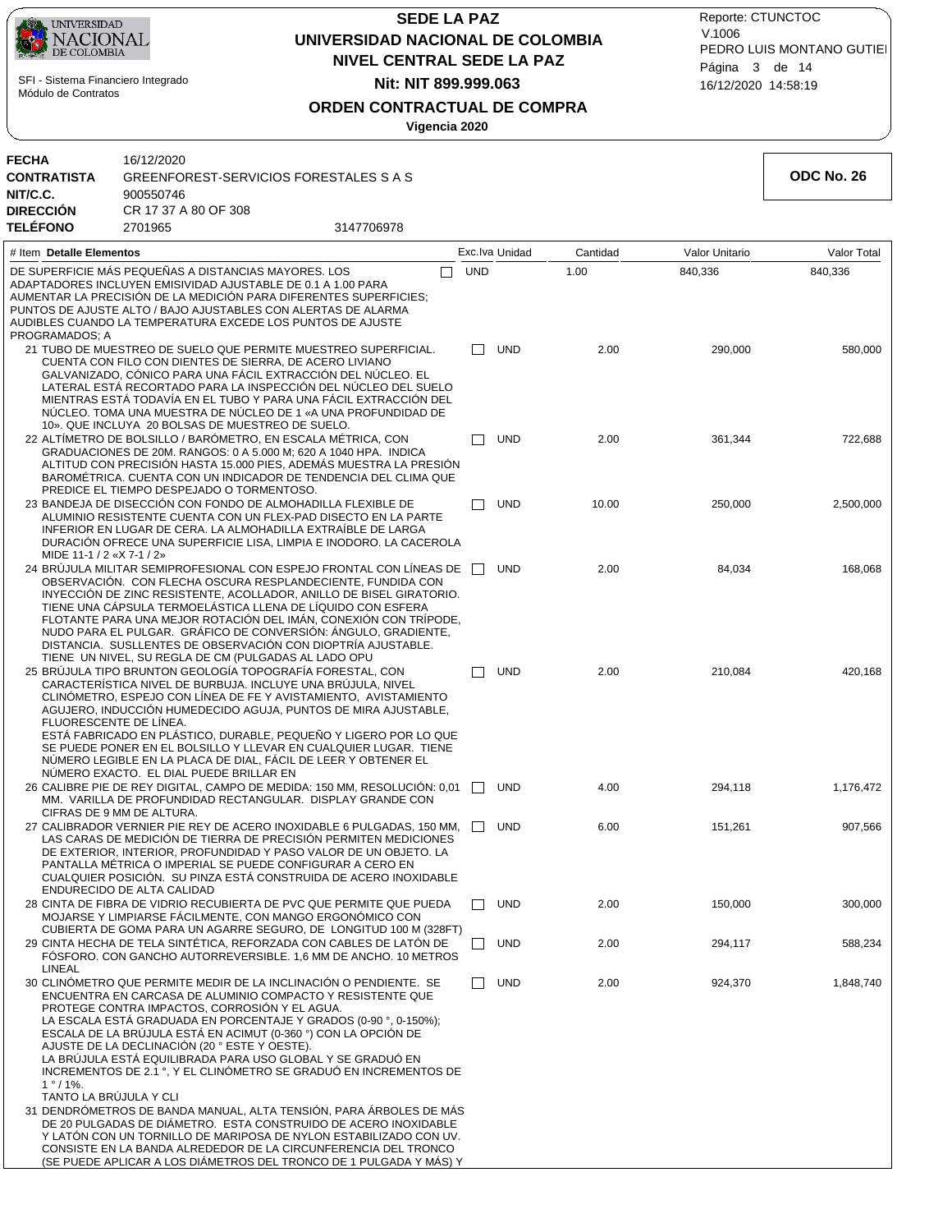**SEDE LA PAZ**
**UNIVERSIDAD NACIONAL DE COLOMBIA**
**NIVEL CENTRAL SEDE LA PAZ**
**Nit: NIT 899.999.063**
**ORDEN CONTRACTUAL DE COMPRA**
**Vigencia 2020**

SFI - Sistema Financiero Integrado
Módulo de Contratos

Reporte: CTUNCTOC
V.1006
PEDRO LUIS MONTANO GUTIEI
16/12/2020 14:58:19

**FECHA** 16/12/2020
**CONTRATISTA** GREENFOREST-SERVICIOS FORESTALES S A S
**NIT/C.C.** 900550746
**DIRECCIÓN** CR 17 37 A 80 OF 308
**TELÉFONO** 2701965 3147706978

**ODC No. 26**

| # Item | Detalle Elementos | Exc.Iva | Unidad | Cantidad | Valor Unitario | Valor Total |
|---|---|---|---|---|---|---|
| | DE SUPERFICIE MÁS PEQUEÑAS A DISTANCIAS MAYORES. LOS ADAPTADORES INCLUYEN EMISIVIDAD AJUSTABLE DE 0.1 A 1.00 PARA AUMENTAR LA PRECISIÓN DE LA MEDICIÓN PARA DIFERENTES SUPERFICIES; PUNTOS DE AJUSTE ALTO / BAJO AJUSTABLES CON ALERTAS DE ALARMA AUDIBLES CUANDO LA TEMPERATURA EXCEDE LOS PUNTOS DE AJUSTE PROGRAMADOS; A | ☐ | UND | 1.00 | 840,336 | 840,336 |
| 21 | TUBO DE MUESTREO DE SUELO QUE PERMITE MUESTREO SUPERFICIAL. CUENTA CON FILO CON DIENTES DE SIERRA, DE ACERO LIVIANO GALVANIZADO, CÓNICO PARA UNA FÁCIL EXTRACCIÓN DEL NÚCLEO. EL LATERAL ESTÁ RECORTADO PARA LA INSPECCIÓN DEL NÚCLEO DEL SUELO MIENTRAS ESTÁ TODAVÍA EN EL TUBO Y PARA UNA FÁCIL EXTRACCIÓN DEL NÚCLEO. TOMA UNA MUESTRA DE NÚCLEO DE 1 «A UNA PROFUNDIDAD DE 10». QUE INCLUYA 20 BOLSAS DE MUESTREO DE SUELO. | ☐ | UND | 2.00 | 290,000 | 580,000 |
| 22 | ALTÍMETRO DE BOLSILLO / BARÓMETRO, EN ESCALA MÉTRICA, CON GRADUACIONES DE 20M. RANGOS: 0 A 5.000 M; 620 A 1040 HPA. INDICA ALTITUD CON PRECISIÓN HASTA 15.000 PIES, ADEMÁS MUESTRA LA PRESIÓN BAROMÉTRICA. CUENTA CON UN INDICADOR DE TENDENCIA DEL CLIMA QUE PREDICE EL TIEMPO DESPEJADO O TORMENTOSO. | ☐ | UND | 2.00 | 361,344 | 722,688 |
| 23 | BANDEJA DE DISECCIÓN CON FONDO DE ALMOHADILLA FLEXIBLE DE ALUMINIO RESISTENTE CUENTA CON UN FLEX-PAD DISECTO EN LA PARTE INFERIOR EN LUGAR DE CERA. LA ALMOHADILLA EXTRAÍBLE DE LARGA DURACIÓN OFRECE UNA SUPERFICIE LISA, LIMPIA E INODORO. LA CACEROLA MIDE 11-1 / 2 «X 7-1 / 2» | ☐ | UND | 10.00 | 250,000 | 2,500,000 |
| 24 | BRÚJULA MILITAR SEMIPROFESIONAL CON ESPEJO FRONTAL CON LÍNEAS DE OBSERVACIÓN. CON FLECHA OSCURA RESPLANDECIENTE, FUNDIDA CON INYECCIÓN DE ZINC RESISTENTE, ACOLLADOR, ANILLO DE BISEL GIRATORIO. TIENE UNA CÁPSULA TERMOELÁSTICA LLENA DE LÍQUIDO CON ESFERA FLOTANTE PARA UNA MEJOR ROTACIÓN DEL IMÁN, CONEXIÓN CON TRÍPODE, NUDO PARA EL PULGAR. GRÁFICO DE CONVERSIÓN: ÁNGULO, GRADIENTE, DISTANCIA. SUSLLENTES DE OBSERVACIÓN CON DIOPTRÍA AJUSTABLE. TIENE UN NIVEL, SU REGLA DE CM (PULGADAS AL LADO OPU | ☐ | UND | 2.00 | 84,034 | 168,068 |
| 25 | BRÚJULA TIPO BRUNTON GEOLOGÍA TOPOGRAFÍA FORESTAL, CON CARACTERÍSTICA NIVEL DE BURBUJA. INCLUYE UNA BRÚJULA, NIVEL CLINÓMETRO, ESPEJO CON LÍNEA DE FE Y AVISTAMIENTO, AVISTAMIENTO AGUJERO, INDUCCIÓN HUMEDECIDO AGUJA, PUNTOS DE MIRA AJUSTABLE, FLUORESCENTE DE LÍNEA. ESTÁ FABRICADO EN PLÁSTICO, DURABLE, PEQUEÑO Y LIGERO POR LO QUE SE PUEDE PONER EN EL BOLSILLO Y LLEVAR EN CUALQUIER LUGAR. TIENE NÚMERO LEGIBLE EN LA PLACA DE DIAL, FÁCIL DE LEER Y OBTENER EL NÚMERO EXACTO. EL DIAL PUEDE BRILLAR EN | ☐ | UND | 2.00 | 210,084 | 420,168 |
| 26 | CALIBRE PIE DE REY DIGITAL, CAMPO DE MEDIDA: 150 MM, RESOLUCIÓN: 0,01 MM. VARILLA DE PROFUNDIDAD RECTANGULAR. DISPLAY GRANDE CON CIFRAS DE 9 MM DE ALTURA. | ☐ | UND | 4.00 | 294,118 | 1,176,472 |
| 27 | CALIBRADOR VERNIER PIE REY DE ACERO INOXIDABLE 6 PULGADAS, 150 MM, LAS CARAS DE MEDICIÓN DE TIERRA DE PRECISIÓN PERMITEN MEDICIONES DE EXTERIOR, INTERIOR, PROFUNDIDAD Y PASO VALOR DE UN OBJETO. LA PANTALLA MÉTRICA O IMPERIAL SE PUEDE CONFIGURAR A CERO EN CUALQUIER POSICIÓN. SU PINZA ESTÁ CONSTRUIDA DE ACERO INOXIDABLE ENDURECIDO DE ALTA CALIDAD | ☐ | UND | 6.00 | 151,261 | 907,566 |
| 28 | CINTA DE FIBRA DE VIDRIO RECUBIERTA DE PVC QUE PERMITE QUE PUEDA MOJARSE Y LIMPIARSE FÁCILMENTE, CON MANGO ERGONÓMICO CON CUBIERTA DE GOMA PARA UN AGARRE SEGURO, DE LONGITUD 100 M (328FT) | ☐ | UND | 2.00 | 150,000 | 300,000 |
| 29 | CINTA HECHA DE TELA SINTÉTICA, REFORZADA CON CABLES DE LATÓN DE FÓSFORO. CON GANCHO AUTORREVERSIBLE. 1,6 MM DE ANCHO. 10 METROS LINEAL | ☐ | UND | 2.00 | 294,117 | 588,234 |
| 30 | CLINÓMETRO QUE PERMITE MEDIR DE LA INCLINACIÓN O PENDIENTE. SE ENCUENTRA EN CARCASA DE ALUMINIO COMPACTO Y RESISTENTE QUE PROTEGE CONTRA IMPACTOS, CORROSIÓN Y EL AGUA. LA ESCALA ESTÁ GRADUADA EN PORCENTAJE Y GRADOS (0-90 °, 0-150%); ESCALA DE LA BRÚJULA ESTÁ EN ACIMUT (0-360 °) CON LA OPCIÓN DE AJUSTE DE LA DECLINACIÓN (20 ° ESTE Y OESTE). LA BRÚJULA ESTÁ EQUILIBRADA PARA USO GLOBAL Y SE GRADUÓ EN INCREMENTOS DE 2.1 °, Y EL CLINÓMETRO SE GRADUÓ EN INCREMENTOS DE 1 ° / 1%. TANTO LA BRÚJULA Y CLI | ☐ | UND | 2.00 | 924,370 | 1,848,740 |
| 31 | DENDRÓMETROS DE BANDA MANUAL, ALTA TENSIÓN, PARA ÁRBOLES DE MÁS DE 20 PULGADAS DE DIÁMETRO. ESTA CONSTRUIDO DE ACERO INOXIDABLE Y LATÓN CON UN TORNILLO DE MARIPOSA DE NYLON ESTABILIZADO CON UV. CONSISTE EN LA BANDA ALREDEDOR DE LA CIRCUNFERENCIA DEL TRONCO (SE PUEDE APLICAR A LOS DIÁMETROS DEL TRONCO DE 1 PULGADA Y MÁS) Y | | | | | |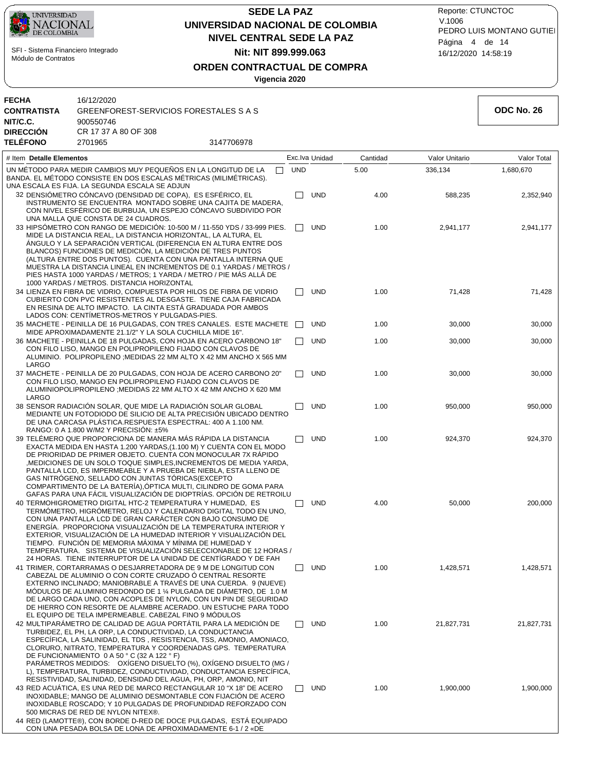# SEDE LA PAZ
## UNIVERSIDAD NACIONAL DE COLOMBIA
## NIVEL CENTRAL SEDE LA PAZ
### Nit: NIT 899.999.063
### ORDEN CONTRACTUAL DE COMPRA
**Vigencia 2020**

SFI - Sistema Financiero Integrado
Módulo de Contratos

Reporte: CTUNCTOC
V.1006
PEDRO LUIS MONTANO GUTIEI
16/12/2020 14:58:19

**FECHA** 16/12/2020
**CONTRATISTA** GREENFOREST-SERVICIOS FORESTALES S A S
**NIT/C.C.** 900550746
**DIRECCIÓN** CR 17 37 A 80 OF 308
**TELÉFONO** 2701965 3147706978

**ODC No. 26**

| # Item | Detalle Elementos | Exc.Iva | Unidad | Cantidad | Valor Unitario | Valor Total |
|---|---|---|---|---|---|---|
| | UN MÉTODO PARA MEDIR CAMBIOS MUY PEQUEÑOS EN LA LONGITUD DE LA BANDA. EL MÉTODO CONSISTE EN DOS ESCALAS MÉTRICAS (MILIMÉTRICAS). UNA ESCALA ES FIJA. LA SEGUNDA ESCALA SE ADJUN | ☐ | UND | 5.00 | 336,134 | 1,680,670 |
| 32 | DENSIÓMETRO CÓNCAVO (DENSIDAD DE COPA), ES ESFÉRICO, EL INSTRUMENTO SE ENCUENTRA MONTADO SOBRE UNA CAJITA DE MADERA, CON NIVEL ESFÉRICO DE BURBUJA, UN ESPEJO CÓNCAVO SUBDIVIDO POR UNA MALLA QUE CONSTA DE 24 CUADROS. | ☐ | UND | 4.00 | 588,235 | 2,352,940 |
| 33 | HIPSÓMETRO CON RANGO DE MEDICIÓN: 10-500 M / 11-550 YDS / 33-999 PIES. MIDE LA DISTANCIA REAL, LA DISTANCIA HORIZONTAL, LA ALTURA, EL ÁNGULO Y LA SEPARACIÓN VERTICAL (DIFERENCIA EN ALTURA ENTRE DOS BLANCOS) FUNCIONES DE MEDICIÓN, LA MEDICIÓN DE TRES PUNTOS (ALTURA ENTRE DOS PUNTOS). CUENTA CON UNA PANTALLA INTERNA QUE MUESTRA LA DISTANCIA LINEAL EN INCREMENTOS DE 0.1 YARDAS / METROS / PIES HASTA 1000 YARDAS / METROS; 1 YARDA / METRO / PIE MÁS ALLÁ DE 1000 YARDAS / METROS. DISTANCIA HORIZONTAL | ☐ | UND | 1.00 | 2,941,177 | 2,941,177 |
| 34 | LIENZA EN FIBRA DE VIDRIO, COMPUESTA POR HILOS DE FIBRA DE VIDRIO CUBIERTO CON PVC RESISTENTES AL DESGASTE. TIENE CAJA FABRICADA EN RESINA DE ALTO IMPACTO. LA CINTA ESTÁ GRADUADA POR AMBOS LADOS CON: CENTÍMETROS-METROS Y PULGADAS-PIES. | ☐ | UND | 1.00 | 71,428 | 71,428 |
| 35 | MACHETE - PEINILLA DE 16 PULGADAS, CON TRES CANALES. ESTE MACHETE MIDE APROXIMADAMENTE 21.1/2" Y LA SOLA CUCHILLA MIDE 16". | ☐ | UND | 1.00 | 30,000 | 30,000 |
| 36 | MACHETE - PEINILLA DE 18 PULGADAS, CON HOJA EN ACERO CARBONO 18" CON FILO LISO, MANGO EN POLIPROPILENO FIJADO CON CLAVOS DE ALUMINIO. POLIPROPILENO ;MEDIDAS 22 MM ALTO X 42 MM ANCHO X 565 MM LARGO | ☐ | UND | 1.00 | 30,000 | 30,000 |
| 37 | MACHETE - PEINILLA DE 20 PULGADAS, CON HOJA DE ACERO CARBONO 20" CON FILO LISO, MANGO EN POLIPROPILENO FIJADO CON CLAVOS DE ALUMINIOPOLIPROPILENO ;MEDIDAS 22 MM ALTO X 42 MM ANCHO X 620 MM LARGO | ☐ | UND | 1.00 | 30,000 | 30,000 |
| 38 | SENSOR RADIACIÓN SOLAR, QUE MIDE LA RADIACIÓN SOLAR GLOBAL MEDIANTE UN FOTODIODO DE SILICIO DE ALTA PRECISIÓN UBICADO DENTRO DE UNA CARCASA PLÁSTICA.RESPUESTA ESPECTRAL: 400 A 1.100 NM. RANGO: 0 A 1.800 W/M2 Y PRECISIÓN: ±5% | ☐ | UND | 1.00 | 950,000 | 950,000 |
| 39 | TELÉMERO QUE PROPORCIONA DE MANERA MÁS RÁPIDA LA DISTANCIA EXACTA MEDIDA EN HASTA 1.200 YARDAS,(1.100 M) Y CUENTA CON EL MODO DE PRIORIDAD DE PRIMER OBJETO. CUENTA CON MONOCULAR 7X RÁPIDO ,MEDICIONES DE UN SOLO TOQUE SIMPLES,INCREMENTOS DE MEDIA YARDA, PANTALLA LCD, ES IMPERMEABLE Y A PRUEBA DE NIEBLA, ESTA LLENO DE GAS NITRÓGENO, SELLADO CON JUNTAS TÓRICAS(EXCEPTO COMPARTIMENTO DE LA BATERÍA),ÓPTICA MULTI, CILINDRO DE GOMA PARA GAFAS PARA UNA FÁCIL VISUALIZACIÓN DE DIOPTRÍAS. OPCIÓN DE RETROILU | ☐ | UND | 1.00 | 924,370 | 924,370 |
| 40 | TERMOHIGROMETRO DIGITAL HTC-2 TEMPERATURA Y HUMEDAD, ES TERMÓMETRO, HIGRÓMETRO, RELOJ Y CALENDARIO DIGITAL TODO EN UNO, CON UNA PANTALLA LCD DE GRAN CARÁCTER CON BAJO CONSUMO DE ENERGÍA. PROPORCIONA VISUALIZACIÓN DE LA TEMPERATURA INTERIOR Y EXTERIOR, VISUALIZACIÓN DE LA HUMEDAD INTERIOR Y VISUALIZACIÓN DEL TIEMPO. FUNCIÓN DE MEMORIA MÁXIMA Y MÍNIMA DE HUMEDAD Y TEMPERATURA. SISTEMA DE VISUALIZACIÓN SELECCIONABLE DE 12 HORAS / 24 HORAS. TIENE INTERRUPTOR DE LA UNIDAD DE CENTÍGRADO Y DE FAH | ☐ | UND | 4.00 | 50,000 | 200,000 |
| 41 | TRIMER, CORTARRAMAS O DESJARRETADORA DE 9 M DE LONGITUD CON CABEZAL DE ALUMINIO O CON CORTE CRUZADO Ó CENTRAL RESORTE EXTERNO INCLINADO; MANIOBRABLE A TRAVÉS DE UNA CUERDA. 9 (NUEVE) MÓDULOS DE ALUMINIO REDONDO DE 1 ¼ PULGADA DE DIÁMETRO, DE 1.0 M DE LARGO CADA UNO, CON ACOPLES DE NYLON, CON UN PIN DE SEGURIDAD DE HIERRO CON RESORTE DE ALAMBRE ACERADO. UN ESTUCHE PARA TODO EL EQUIPO DE TELA IMPERMEABLE. CABEZAL FINO 9 MÓDULOS | ☐ | UND | 1.00 | 1,428,571 | 1,428,571 |
| 42 | MULTIPARÁMETRO DE CALIDAD DE AGUA PORTÁTIL PARA LA MEDICIÓN DE TURBIDEZ, EL PH, LA ORP, LA CONDUCTIVIDAD, LA CONDUCTANCIA ESPECÍFICA, LA SALINIDAD, EL TDS , RESISTENCIA, TSS, AMONIO, AMONIACO, CLORURO, NITRATO, TEMPERATURA Y COORDENADAS GPS. TEMPERATURA DE FUNCIONAMIENTO 0 A 50 ° C (32 A 122 ° F) PARÁMETROS MEDIDOS: OXÍGENO DISUELTO (%), OXÍGENO DISUELTO (MG / L), TEMPERATURA, TURBIDEZ, CONDUCTIVIDAD, CONDUCTANCIA ESPECÍFICA, RESISTIVIDAD, SALINIDAD, DENSIDAD DEL AGUA, PH, ORP, AMONIO, NIT | ☐ | UND | 1.00 | 21,827,731 | 21,827,731 |
| 43 | RED ACUÁTICA, ES UNA RED DE MARCO RECTANGULAR 10 "X 18" DE ACERO INOXIDABLE; MANGO DE ALUMINIO DESMONTABLE CON FIJACIÓN DE ACERO INOXIDABLE ROSCADO; Y 10 PULGADAS DE PROFUNDIDAD REFORZADO CON 500 MICRAS DE RED DE NYLON NITEX®. | ☐ | UND | 1.00 | 1,900,000 | 1,900,000 |
| 44 | RED (LAMOTTE®), CON BORDE D-RED DE DOCE PULGADAS, ESTÁ EQUIPADO CON UNA PESADA BOLSA DE LONA DE APROXIMADAMENTE 6-1 / 2 «DE | | | | | |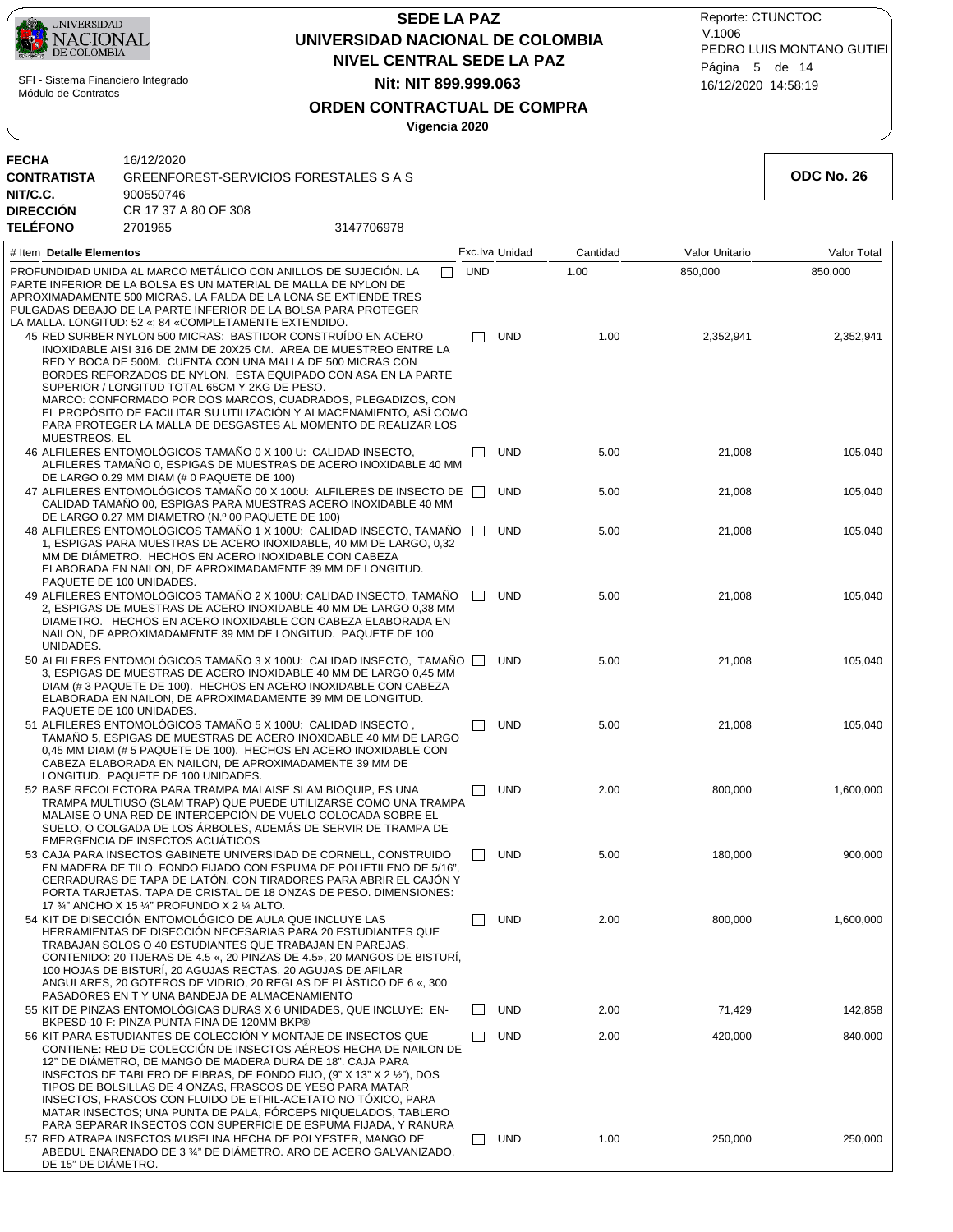# SEDE LA PAZ
## UNIVERSIDAD NACIONAL DE COLOMBIA
### NIVEL CENTRAL SEDE LA PAZ
### Nit: NIT 899.999.063
### ORDEN CONTRACTUAL DE COMPRA
**Vigencia 2020**

SFI - Sistema Financiero Integrado
Módulo de Contratos

Reporte: CTUNCTOC
V.1006
PEDRO LUIS MONTANO GUTIEI
16/12/2020 14:58:19

**FECHA** 16/12/2020
**CONTRATISTA** GREENFOREST-SERVICIOS FORESTALES S A S
**NIT/C.C.** 900550746
**DIRECCIÓN** CR 17 37 A 80 OF 308
**TELÉFONO** 2701965 3147706978

**ODC No. 26**

| # Item | Detalle Elementos | Exc.Iva | Unidad | Cantidad | Valor Unitario | Valor Total |
|---|---|---|---|---|---|---|
| | PROFUNDIDAD UNIDA AL MARCO METÁLICO CON ANILLOS DE SUJECIÓN. LA PARTE INFERIOR DE LA BOLSA ES UN MATERIAL DE MALLA DE NYLON DE APROXIMADAMENTE 500 MICRAS. LA FALDA DE LA LONA SE EXTIENDE TRES PULGADAS DEBAJO DE LA PARTE INFERIOR DE LA BOLSA PARA PROTEGER LA MALLA. LONGITUD: 52 «; 84 «COMPLETAMENTE EXTENDIDO. | ☐ | UND | 1.00 | 850,000 | 850,000 |
| 45 | RED SURBER NYLON 500 MICRAS: BASTIDOR CONSTRUÍDO EN ACERO INOXIDABLE AISI 316 DE 2MM DE 20X25 CM. AREA DE MUESTREO ENTRE LA RED Y BOCA DE 500M. CUENTA CON UNA MALLA DE 500 MICRAS CON BORDES REFORZADOS DE NYLON. ESTA EQUIPADO CON ASA EN LA PARTE SUPERIOR / LONGITUD TOTAL 65CM Y 2KG DE PESO. MARCO: CONFORMADO POR DOS MARCOS, CUADRADOS, PLEGADIZOS, CON EL PROPÓSITO DE FACILITAR SU UTILIZACIÓN Y ALMACENAMIENTO, ASÍ COMO PARA PROTEGER LA MALLA DE DESGASTES AL MOMENTO DE REALIZAR LOS MUESTREOS. EL | ☐ | UND | 1.00 | 2,352,941 | 2,352,941 |
| 46 | ALFILERES ENTOMOLÓGICOS TAMAÑO 0 X 100 U: CALIDAD INSECTO, ALFILERES TAMAÑO 0, ESPIGAS DE MUESTRAS DE ACERO INOXIDABLE 40 MM DE LARGO 0.29 MM DIAM (# 0 PAQUETE DE 100) | ☐ | UND | 5.00 | 21,008 | 105,040 |
| 47 | ALFILERES ENTOMOLÓGICOS TAMAÑO 00 X 100U: ALFILERES DE INSECTO DE CALIDAD TAMAÑO 00, ESPIGAS PARA MUESTRAS ACERO INOXIDABLE 40 MM DE LARGO 0.27 MM DIAMETRO (N.º 00 PAQUETE DE 100) | ☐ | UND | 5.00 | 21,008 | 105,040 |
| 48 | ALFILERES ENTOMOLÓGICOS TAMAÑO 1 X 100U: CALIDAD INSECTO, TAMAÑO 1, ESPIGAS PARA MUESTRAS DE ACERO INOXIDABLE, 40 MM DE LARGO, 0,32 MM DE DIÁMETRO. HECHOS EN ACERO INOXIDABLE CON CABEZA ELABORADA EN NAILON, DE APROXIMADAMENTE 39 MM DE LONGITUD. PAQUETE DE 100 UNIDADES. | ☐ | UND | 5.00 | 21,008 | 105,040 |
| 49 | ALFILERES ENTOMOLÓGICOS TAMAÑO 2 X 100U: CALIDAD INSECTO, TAMAÑO 2, ESPIGAS DE MUESTRAS DE ACERO INOXIDABLE 40 MM DE LARGO 0,38 MM DIAMETRO. HECHOS EN ACERO INOXIDABLE CON CABEZA ELABORADA EN NAILON, DE APROXIMADAMENTE 39 MM DE LONGITUD. PAQUETE DE 100 UNIDADES. | ☐ | UND | 5.00 | 21,008 | 105,040 |
| 50 | ALFILERES ENTOMOLÓGICOS TAMAÑO 3 X 100U: CALIDAD INSECTO, TAMAÑO 3, ESPIGAS DE MUESTRAS DE ACERO INOXIDABLE 40 MM DE LARGO 0,45 MM DIAM (# 3 PAQUETE DE 100). HECHOS EN ACERO INOXIDABLE CON CABEZA ELABORADA EN NAILON, DE APROXIMADAMENTE 39 MM DE LONGITUD. PAQUETE DE 100 UNIDADES. | ☐ | UND | 5.00 | 21,008 | 105,040 |
| 51 | ALFILERES ENTOMOLÓGICOS TAMAÑO 5 X 100U: CALIDAD INSECTO , TAMAÑO 5, ESPIGAS DE MUESTRAS DE ACERO INOXIDABLE 40 MM DE LARGO 0,45 MM DIAM (# 5 PAQUETE DE 100). HECHOS EN ACERO INOXIDABLE CON CABEZA ELABORADA EN NAILON, DE APROXIMADAMENTE 39 MM DE LONGITUD. PAQUETE DE 100 UNIDADES. | ☐ | UND | 5.00 | 21,008 | 105,040 |
| 52 | BASE RECOLECTORA PARA TRAMPA MALAISE SLAM BIOQUIP, ES UNA TRAMPA MULTIUSO (SLAM TRAP) QUE PUEDE UTILIZARSE COMO UNA TRAMPA MALAISE O UNA RED DE INTERCEPCIÓN DE VUELO COLOCADA SOBRE EL SUELO, O COLGADA DE LOS ÁRBOLES, ADEMÁS DE SERVIR DE TRAMPA DE EMERGENCIA DE INSECTOS ACUÁTICOS | ☐ | UND | 2.00 | 800,000 | 1,600,000 |
| 53 | CAJA PARA INSECTOS GABINETE UNIVERSIDAD DE CORNELL, CONSTRUIDO EN MADERA DE TILO. FONDO FIJADO CON ESPUMA DE POLIETILENO DE 5/16", CERRADURAS DE TAPA DE LATÓN, CON TIRADORES PARA ABRIR EL CAJÓN Y PORTA TARJETAS. TAPA DE CRISTAL DE 18 ONZAS DE PESO. DIMENSIONES: 17 ¾" ANCHO X 15 ¼" PROFUNDO X 2 ¼ ALTO. | ☐ | UND | 5.00 | 180,000 | 900,000 |
| 54 | KIT DE DISECCIÓN ENTOMOLÓGICO DE AULA QUE INCLUYE LAS HERRAMIENTAS DE DISECCIÓN NECESARIAS PARA 20 ESTUDIANTES QUE TRABAJAN SOLOS O 40 ESTUDIANTES QUE TRABAJAN EN PAREJAS. CONTENIDO: 20 TIJERAS DE 4.5 «, 20 PINZAS DE 4.5», 20 MANGOS DE BISTURÍ, 100 HOJAS DE BISTURÍ, 20 AGUJAS RECTAS, 20 AGUJAS DE AFILAR ANGULARES, 20 GOTEROS DE VIDRIO, 20 REGLAS DE PLÁSTICO DE 6 «, 300 PASADORES EN T Y UNA BANDEJA DE ALMACENAMIENTO | ☐ | UND | 2.00 | 800,000 | 1,600,000 |
| 55 | KIT DE PINZAS ENTOMOLÓGICAS DURAS X 6 UNIDADES, QUE INCLUYE: EN-BKPESD-10-F: PINZA PUNTA FINA DE 120MM BKP® | ☐ | UND | 2.00 | 71,429 | 142,858 |
| 56 | KIT PARA ESTUDIANTES DE COLECCIÓN Y MONTAJE DE INSECTOS QUE CONTIENE: RED DE COLECCIÓN DE INSECTOS AÉREOS HECHA DE NAILON DE 12" DE DIÁMETRO, DE MANGO DE MADERA DURA DE 18". CAJA PARA INSECTOS DE TABLERO DE FIBRAS, DE FONDO FIJO, (9" X 13" X 2 ½"), DOS TIPOS DE BOLSILLAS DE 4 ONZAS, FRASCOS DE YESO PARA MATAR INSECTOS, FRASCOS CON FLUIDO DE ETHIL-ACETATO NO TÓXICO, PARA MATAR INSECTOS; UNA PUNTA DE PALA, FÓRCEPS NIQUELADOS, TABLERO PARA SEPARAR INSECTOS CON SUPERFICIE DE ESPUMA FIJADA, Y RANURA | ☐ | UND | 2.00 | 420,000 | 840,000 |
| 57 | RED ATRAPA INSECTOS MUSELINA HECHA DE POLYESTER, MANGO DE ABEDUL ENARENADO DE 3 ¾" DE DIÁMETRO. ARO DE ACERO GALVANIZADO, DE 15" DE DIÁMETRO. | ☐ | UND | 1.00 | 250,000 | 250,000 |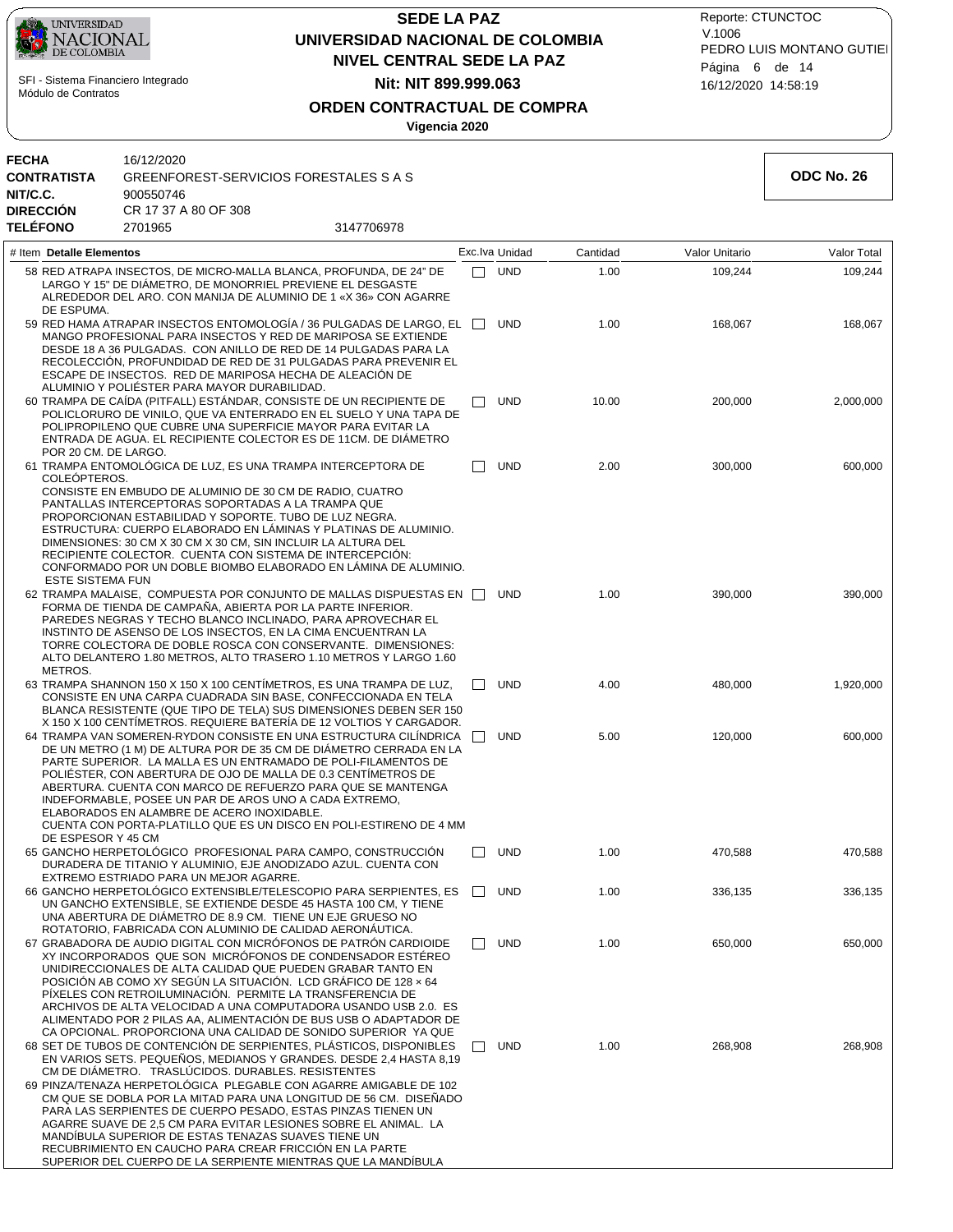# SEDE LA PAZ
## UNIVERSIDAD NACIONAL DE COLOMBIA
### NIVEL CENTRAL SEDE LA PAZ
### Nit: NIT 899.999.063
### ORDEN CONTRACTUAL DE COMPRA
**Vigencia 2020**

SFI - Sistema Financiero Integrado
Módulo de Contratos

Reporte: CTUNCTOC
V.1006
PEDRO LUIS MONTANO GUTIEI
16/12/2020 14:58:19

**FECHA** 16/12/2020
**CONTRATISTA** GREENFOREST-SERVICIOS FORESTALES S A S
**NIT/C.C.** 900550746
**DIRECCIÓN** CR 17 37 A 80 OF 308
**TELÉFONO** 2701965 3147706978

**ODC No. 26**

| # Item | Detalle Elementos | Exc.Iva | Unidad | Cantidad | Valor Unitario | Valor Total |
|---|---|---|---|---|---|---|
| 58 | RED ATRAPA INSECTOS, DE MICRO-MALLA BLANCA, PROFUNDA, DE 24" DE LARGO Y 15" DE DIÁMETRO, DE MONORRIEL PREVIENE EL DESGASTE ALREDEDOR DEL ARO. CON MANIJA DE ALUMINIO DE 1 «X 36» CON AGARRE DE ESPUMA. | ☐ | UND | 1.00 | 109,244 | 109,244 |
| 59 | RED HAMA ATRAPAR INSECTOS ENTOMOLOGÍA / 36 PULGADAS DE LARGO, EL MANGO PROFESIONAL PARA INSECTOS Y RED DE MARIPOSA SE EXTIENDE DESDE 18 A 36 PULGADAS. CON ANILLO DE RED DE 14 PULGADAS PARA LA RECOLECCIÓN, PROFUNDIDAD DE RED DE 31 PULGADAS PARA PREVENIR EL ESCAPE DE INSECTOS. RED DE MARIPOSA HECHA DE ALEACIÓN DE ALUMINIO Y POLIÉSTER PARA MAYOR DURABILIDAD. | ☐ | UND | 1.00 | 168,067 | 168,067 |
| 60 | TRAMPA DE CAÍDA (PITFALL) ESTÁNDAR, CONSISTE DE UN RECIPIENTE DE POLICLORURO DE VINILO, QUE VA ENTERRADO EN EL SUELO Y UNA TAPA DE POLIPROPILENO QUE CUBRE UNA SUPERFICIE MAYOR PARA EVITAR LA ENTRADA DE AGUA. EL RECIPIENTE COLECTOR ES DE 11CM. DE DIÁMETRO POR 20 CM. DE LARGO. | ☐ | UND | 10.00 | 200,000 | 2,000,000 |
| 61 | TRAMPA ENTOMOLÓGICA DE LUZ, ES UNA TRAMPA INTERCEPTORA DE COLEÓPTEROS. CONSISTE EN EMBUDO DE ALUMINIO DE 30 CM DE RADIO, CUATRO PANTALLAS INTERCEPTORAS SOPORTADAS A LA TRAMPA QUE PROPORCIONAN ESTABILIDAD Y SOPORTE. TUBO DE LUZ NEGRA. ESTRUCTURA: CUERPO ELABORADO EN LÁMINAS Y PLATINAS DE ALUMINIO. DIMENSIONES: 30 CM X 30 CM X 30 CM, SIN INCLUIR LA ALTURA DEL RECIPIENTE COLECTOR. CUENTA CON SISTEMA DE INTERCEPCIÓN: CONFORMADO POR UN DOBLE BIOMBO ELABORADO EN LÁMINA DE ALUMINIO. ESTE SISTEMA FUN | ☐ | UND | 2.00 | 300,000 | 600,000 |
| 62 | TRAMPA MALAISE, COMPUESTA POR CONJUNTO DE MALLAS DISPUESTAS EN FORMA DE TIENDA DE CAMPAÑA, ABIERTA POR LA PARTE INFERIOR. PAREDES NEGRAS Y TECHO BLANCO INCLINADO, PARA APROVECHAR EL INSTINTO DE ASENSO DE LOS INSECTOS, EN LA CIMA ENCUENTRAN LA TORRE COLECTORA DE DOBLE ROSCA CON CONSERVANTE. DIMENSIONES: ALTO DELANTERO 1.80 METROS, ALTO TRASERO 1.10 METROS Y LARGO 1.60 METROS. | ☐ | UND | 1.00 | 390,000 | 390,000 |
| 63 | TRAMPA SHANNON 150 X 150 X 100 CENTÍMETROS, ES UNA TRAMPA DE LUZ, CONSISTE EN UNA CARPA CUADRADA SIN BASE, CONFECCIONADA EN TELA BLANCA RESISTENTE (QUE TIPO DE TELA) SUS DIMENSIONES DEBEN SER 150 X 150 X 100 CENTÍMETROS. REQUIERE BATERÍA DE 12 VOLTIOS Y CARGADOR. | ☐ | UND | 4.00 | 480,000 | 1,920,000 |
| 64 | TRAMPA VAN SOMEREN-RYDON CONSISTE EN UNA ESTRUCTURA CILÍNDRICA DE UN METRO (1 M) DE ALTURA POR DE 35 CM DE DIÁMETRO CERRADA EN LA PARTE SUPERIOR. LA MALLA ES UN ENTRAMADO DE POLI-FILAMENTOS DE POLIÉSTER, CON ABERTURA DE OJO DE MALLA DE 0.3 CENTÍMETROS DE ABERTURA. CUENTA CON MARCO DE REFUERZO PARA QUE SE MANTENGA INDEFORMABLE, POSEE UN PAR DE AROS UNO A CADA EXTREMO, ELABORADOS EN ALAMBRE DE ACERO INOXIDABLE. CUENTA CON PORTA-PLATILLO QUE ES UN DISCO EN POLI-ESTIRENO DE 4 MM DE ESPESOR Y 45 CM | ☐ | UND | 5.00 | 120,000 | 600,000 |
| 65 | GANCHO HERPETOLÓGICO PROFESIONAL PARA CAMPO, CONSTRUCCIÓN DURADERA DE TITANIO Y ALUMINIO, EJE ANODIZADO AZUL. CUENTA CON EXTREMO ESTRIADO PARA UN MEJOR AGARRE. | ☐ | UND | 1.00 | 470,588 | 470,588 |
| 66 | GANCHO HERPETOLÓGICO EXTENSIBLE/TELESCOPIO PARA SERPIENTES, ES UN GANCHO EXTENSIBLE, SE EXTIENDE DESDE 45 HASTA 100 CM, Y TIENE UNA ABERTURA DE DIÁMETRO DE 8.9 CM. TIENE UN EJE GRUESO NO ROTATORIO, FABRICADA CON ALUMINIO DE CALIDAD AERONÁUTICA. | ☐ | UND | 1.00 | 336,135 | 336,135 |
| 67 | GRABADORA DE AUDIO DIGITAL CON MICRÓFONOS DE PATRÓN CARDIOIDE XY INCORPORADOS QUE SON MICRÓFONOS DE CONDENSADOR ESTÉREO UNIDIRECCIONALES DE ALTA CALIDAD QUE PUEDEN GRABAR TANTO EN POSICIÓN AB COMO XY SEGÚN LA SITUACIÓN. LCD GRÁFICO DE 128 × 64 PÍXELES CON RETROILUMINACIÓN. PERMITE LA TRANSFERENCIA DE ARCHIVOS DE ALTA VELOCIDAD A UNA COMPUTADORA USANDO USB 2.0. ES ALIMENTADO POR 2 PILAS AA, ALIMENTACIÓN DE BUS USB O ADAPTADOR DE CA OPCIONAL. PROPORCIONA UNA CALIDAD DE SONIDO SUPERIOR YA QUE | ☐ | UND | 1.00 | 650,000 | 650,000 |
| 68 | SET DE TUBOS DE CONTENCIÓN DE SERPIENTES, PLÁSTICOS, DISPONIBLES EN VARIOS SETS. PEQUEÑOS, MEDIANOS Y GRANDES. DESDE 2,4 HASTA 8,19 CM DE DIÁMETRO. TRASLÚCIDOS. DURABLES. RESISTENTES | ☐ | UND | 1.00 | 268,908 | 268,908 |
| 69 | PINZA/TENAZA HERPETOLÓGICA PLEGABLE CON AGARRE AMIGABLE DE 102 CM QUE SE DOBLA POR LA MITAD PARA UNA LONGITUD DE 56 CM. DISEÑADO PARA LAS SERPIENTES DE CUERPO PESADO, ESTAS PINZAS TIENEN UN AGARRE SUAVE DE 2,5 CM PARA EVITAR LESIONES SOBRE EL ANIMAL. LA MANDÍBULA SUPERIOR DE ESTAS TENAZAS SUAVES TIENE UN RECUBRIMIENTO EN CAUCHO PARA CREAR FRICCIÓN EN LA PARTE SUPERIOR DEL CUERPO DE LA SERPIENTE MIENTRAS QUE LA MANDÍBULA | | | | | |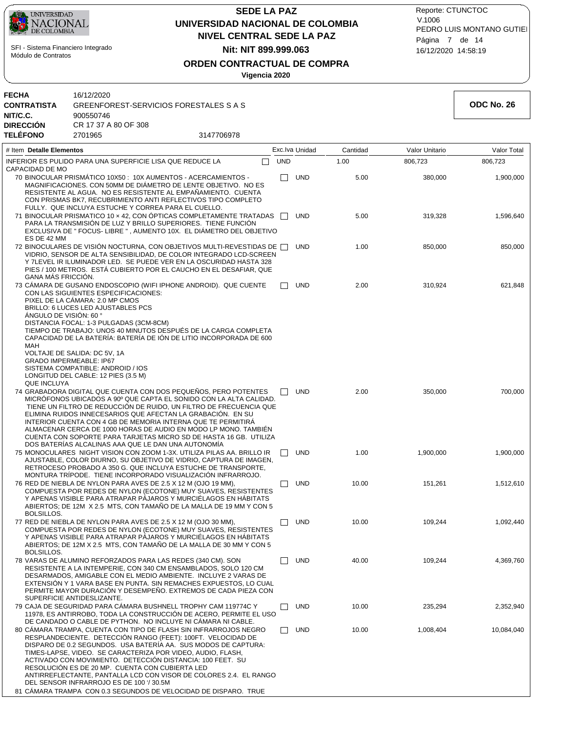# SEDE LA PAZ
## UNIVERSIDAD NACIONAL DE COLOMBIA
### NIVEL CENTRAL SEDE LA PAZ
### Nit: NIT 899.999.063
### ORDEN CONTRACTUAL DE COMPRA
**Vigencia 2020**

SFI - Sistema Financiero Integrado
Módulo de Contratos

Reporte: CTUNCTOC
V.1006
PEDRO LUIS MONTANO GUTIEI
16/12/2020 14:58:19

**FECHA** 16/12/2020
**CONTRATISTA** GREENFOREST-SERVICIOS FORESTALES S A S
**NIT/C.C.** 900550746
**DIRECCIÓN** CR 17 37 A 80 OF 308
**TELÉFONO** 2701965 3147706978

**ODC No. 26**

| # Item | Detalle Elementos | Exc.Iva | Unidad | Cantidad | Valor Unitario | Valor Total |
|---|---|---|---|---|---|---|
| | INFERIOR ES PULIDO PARA UNA SUPERFICIE LISA QUE REDUCE LA CAPACIDAD DE MO | ☐ | UND | 1.00 | 806,723 | 806,723 |
| 70 | BINOCULAR PRISMÁTICO 10X50 : 10X AUMENTOS - ACERCAMIENTOS - MAGNIFICACIONES. CON 50MM DE DIÁMETRO DE LENTE OBJETIVO. NO ES RESISTENTE AL AGUA. NO ES RESISTENTE AL EMPAÑAMIENTO. CUENTA CON PRISMAS BK7, RECUBRIMIENTO ANTI REFLECTIVOS TIPO COMPLETO FULLY. QUE INCLUYA ESTUCHE Y CORREA PARA EL CUELLO. | ☐ | UND | 5.00 | 380,000 | 1,900,000 |
| 71 | BINOCULAR PRISMATICO 10 × 42, CON ÓPTICAS COMPLETAMENTE TRATADAS PARA LA TRANSMISIÓN DE LUZ Y BRILLO SUPERIORES. TIENE FUNCIÓN EXCLUSIVA DE " FOCUS- LIBRE " , AUMENTO 10X. EL DIÁMETRO DEL OBJETIVO ES DE 42 MM | ☐ | UND | 5.00 | 319,328 | 1,596,640 |
| 72 | BINOCULARES DE VISIÓN NOCTURNA, CON OBJETIVOS MULTI-REVESTIDAS DE VIDRIO, SENSOR DE ALTA SENSIBILIDAD, DE COLOR INTEGRADO LCD-SCREEN Y 7LEVEL IR ILUMINADOR LED. SE PUEDE VER EN LA OSCURIDAD HASTA 328 PIES / 100 METROS. ESTÁ CUBIERTO POR EL CAUCHO EN EL DESAFIAR, QUE GANA MÁS FRICCIÓN. | ☐ | UND | 1.00 | 850,000 | 850,000 |
| 73 | CÁMARA DE GUSANO ENDOSCOPIO (WIFI IPHONE ANDROID). QUE CUENTE CON LAS SIGUIENTES ESPECIFICACIONES:<br>PIXEL DE LA CÁMARA: 2.0 MP CMOS<br>BRILLO: 6 LUCES LED AJUSTABLES PCS<br>ÁNGULO DE VISIÓN: 60 °<br>DISTANCIA FOCAL: 1-3 PULGADAS (3CM-8CM)<br>TIEMPO DE TRABAJO: UNOS 40 MINUTOS DESPUÉS DE LA CARGA COMPLETA<br>CAPACIDAD DE LA BATERÍA: BATERÍA DE IÓN DE LITIO INCORPORADA DE 600 MAH<br>VOLTAJE DE SALIDA: DC 5V, 1A<br>GRADO IMPERMEABLE: IP67<br>SISTEMA COMPATIBLE: ANDROID / IOS<br>LONGITUD DEL CABLE: 12 PIES (3.5 M)<br>QUE INCLUYA | ☐ | UND | 2.00 | 310,924 | 621,848 |
| 74 | GRABADORA DIGITAL QUE CUENTA CON DOS PEQUEÑOS, PERO POTENTES MICRÓFONOS UBICADOS A 90º QUE CAPTA EL SONIDO CON LA ALTA CALIDAD. TIENE UN FILTRO DE REDUCCIÓN DE RUIDO, UN FILTRO DE FRECUENCIA QUE ELIMINA RUIDOS INNECESARIOS QUE AFECTAN LA GRABACIÓN. EN SU INTERIOR CUENTA CON 4 GB DE MEMORIA INTERNA QUE TE PERMITIRÁ ALMACENAR CERCA DE 1000 HORAS DE AUDIO EN MODO LP MONO. TAMBIÉN CUENTA CON SOPORTE PARA TARJETAS MICRO SD DE HASTA 16 GB. UTILIZA DOS BATERÍAS ALCALINAS AAA QUE LE DAN UNA AUTONOMÍA | ☐ | UND | 2.00 | 350,000 | 700,000 |
| 75 | MONOCULARES NIGHT VISION CON ZOOM 1-3X. UTILIZA PILAS AA. BRILLO IR AJUSTABLE, COLOR DIURNO, SU OBJETIVO DE VIDRIO, CAPTURA DE IMAGEN, RETROCESO PROBADO A 350 G. QUE INCLUYA ESTUCHE DE TRANSPORTE, MONTURA TRÍPODE. TIENE INCORPORADO VISUALIZACIÓN INFRARROJO. | ☐ | UND | 1.00 | 1,900,000 | 1,900,000 |
| 76 | RED DE NIEBLA DE NYLON PARA AVES DE 2.5 X 12 M (OJO 19 MM), COMPUESTA POR REDES DE NYLON (ECOTONE) MUY SUAVES, RESISTENTES Y APENAS VISIBLE PARA ATRAPAR PÀJAROS Y MURCIÉLAGOS EN HÁBITATS ABIERTOS; DE 12M X 2.5 MTS, CON TAMAÑO DE LA MALLA DE 19 MM Y CON 5 BOLSILLOS. | ☐ | UND | 10.00 | 151,261 | 1,512,610 |
| 77 | RED DE NIEBLA DE NYLON PARA AVES DE 2.5 X 12 M (OJO 30 MM), COMPUESTA POR REDES DE NYLON (ECOTONE) MUY SUAVES, RESISTENTES Y APENAS VISIBLE PARA ATRAPAR PÀJAROS Y MURCIÉLAGOS EN HÁBITATS ABIERTOS; DE 12M X 2.5 MTS, CON TAMAÑO DE LA MALLA DE 30 MM Y CON 5 BOLSILLOS. | ☐ | UND | 10.00 | 109,244 | 1,092,440 |
| 78 | VARAS DE ALUMINO REFORZADOS PARA LAS REDES (340 CM). SON RESISTENTE A LA INTEMPERIE, CON 340 CM ENSAMBLADOS, SOLO 120 CM DESARMADOS, AMIGABLE CON EL MEDIO AMBIENTE. INCLUYE 2 VARAS DE EXTENSIÓN Y 1 VARA BASE EN PUNTA. SIN REMACHES EXPUESTOS, LO CUAL PERMITE MAYOR DURACIÓN Y DESEMPEÑO. EXTREMOS DE CADA PIEZA CON SUPERFICIE ANTIDESLIZANTE. | ☐ | UND | 40.00 | 109,244 | 4,369,760 |
| 79 | CAJA DE SEGURIDAD PARA CÁMARA BUSHNELL TROPHY CAM 119774C Y 11978, ES ANTIRROBO, TODA LA CONSTRUCCIÓN DE ACERO, PERMITE EL USO DE CANDADO O CABLE DE PYTHON. NO INCLUYE NI CÁMARA NI CABLE. | ☐ | UND | 10.00 | 235,294 | 2,352,940 |
| 80 | CÁMARA TRAMPA, CUENTA CON TIPO DE FLASH SIN INFRARROJOS NEGRO RESPLANDECIENTE. DETECCIÓN RANGO (FEET): 100FT. VELOCIDAD DE DISPARO DE 0.2 SEGUNDOS. USA BATERÍA AA. SUS MODOS DE CAPTURA: TIMES-LAPSE, VIDEO. SE CARACTERIZA POR VIDEO, AUDIO, FLASH, ACTIVADO CON MOVIMIENTO. DETECCIÓN DISTANCIA: 100 FEET. SU RESOLUCIÓN ES DE 20 MP. CUENTA CON CUBIERTA LED ANTIRREFLECTANTE, PANTALLA LCD CON VISOR DE COLORES 2.4. EL RANGO DEL SENSOR INFRARROJO ES DE 100 '/ 30.5M | ☐ | UND | 10.00 | 1,008,404 | 10,084,040 |
| 81 | CÁMARA TRAMPA CON 0.3 SEGUNDOS DE VELOCIDAD DE DISPARO. TRUE | | | | | |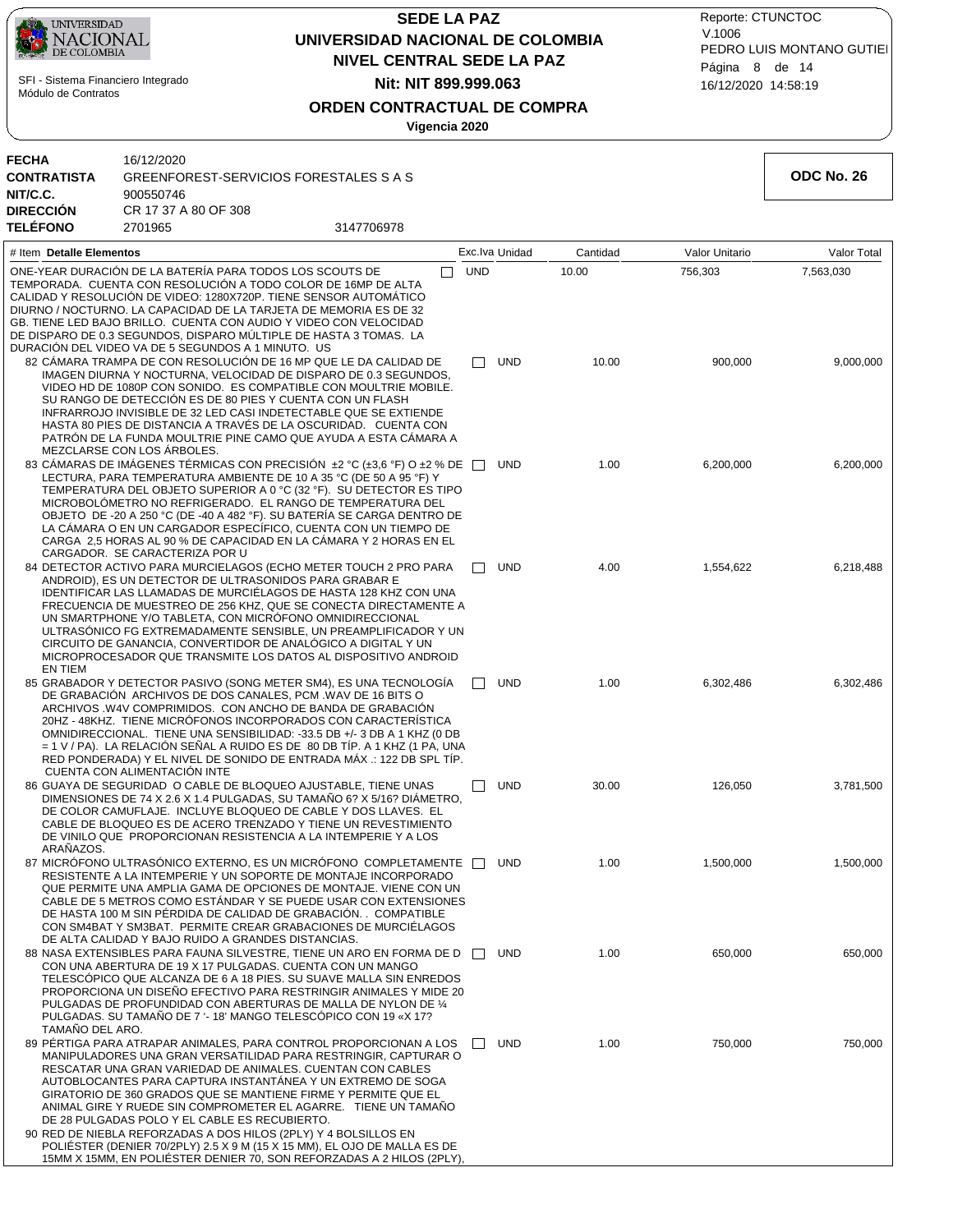# SEDE LA PAZ
## UNIVERSIDAD NACIONAL DE COLOMBIA
### NIVEL CENTRAL SEDE LA PAZ
### Nit: NIT 899.999.063
### ORDEN CONTRACTUAL DE COMPRA
**Vigencia 2020**

SFI - Sistema Financiero Integrado
Módulo de Contratos

Reporte: CTUNCTOC
V.1006
PEDRO LUIS MONTANO GUTIEI
16/12/2020 14:58:19

**FECHA** 16/12/2020
**CONTRATISTA** GREENFOREST-SERVICIOS FORESTALES S A S
**NIT/C.C.** 900550746
**DIRECCIÓN** CR 17 37 A 80 OF 308
**TELÉFONO** 2701965 3147706978

**ODC No. 26**

| # Item | Detalle Elementos | Exc.Iva | Unidad | Cantidad | Valor Unitario | Valor Total |
|---|---|---|---|---|---|---|
| | ONE-YEAR DURACIÓN DE LA BATERÍA PARA TODOS LOS SCOUTS DE TEMPORADA. CUENTA CON RESOLUCIÓN A TODO COLOR DE 16MP DE ALTA CALIDAD Y RESOLUCIÓN DE VIDEO: 1280X720P. TIENE SENSOR AUTOMÁTICO DIURNO / NOCTURNO. LA CAPACIDAD DE LA TARJETA DE MEMORIA ES DE 32 GB. TIENE LED BAJO BRILLO. CUENTA CON AUDIO Y VIDEO CON VELOCIDAD DE DISPARO DE 0.3 SEGUNDOS, DISPARO MÚLTIPLE DE HASTA 3 TOMAS. LA DURACIÓN DEL VIDEO VA DE 5 SEGUNDOS A 1 MINUTO. US | ☐ | UND | 10.00 | 756,303 | 7,563,030 |
| 82 | CÁMARA TRAMPA DE CON RESOLUCIÓN DE 16 MP QUE LE DA CALIDAD DE IMAGEN DIURNA Y NOCTURNA, VELOCIDAD DE DISPARO DE 0.3 SEGUNDOS, VIDEO HD DE 1080P CON SONIDO. ES COMPATIBLE CON MOULTRIE MOBILE. SU RANGO DE DETECCIÓN ES DE 80 PIES Y CUENTA CON UN FLASH INFRARROJO INVISIBLE DE 32 LED CASI INDETECTABLE QUE SE EXTIENDE HASTA 80 PIES DE DISTANCIA A TRAVÉS DE LA OSCURIDAD. CUENTA CON PATRÓN DE LA FUNDA MOULTRIE PINE CAMO QUE AYUDA A ESTA CÁMARA A MEZCLARSE CON LOS ÁRBOLES. | ☐ | UND | 10.00 | 900,000 | 9,000,000 |
| 83 | CÁMARAS DE IMÁGENES TÉRMICAS CON PRECISIÓN ±2 °C (±3,6 °F) O ±2 % DE LECTURA, PARA TEMPERATURA AMBIENTE DE 10 A 35 °C (DE 50 A 95 °F) Y TEMPERATURA DEL OBJETO SUPERIOR A 0 °C (32 °F). SU DETECTOR ES TIPO MICROBOLÓMETRO NO REFRIGERADO. EL RANGO DE TEMPERATURA DEL OBJETO DE -20 A 250 °C (DE -40 A 482 °F). SU BATERÍA SE CARGA DENTRO DE LA CÁMARA O EN UN CARGADOR ESPECÍFICO, CUENTA CON UN TIEMPO DE CARGA 2,5 HORAS AL 90 % DE CAPACIDAD EN LA CÁMARA Y 2 HORAS EN EL CARGADOR. SE CARACTERIZA POR U | ☐ | UND | 1.00 | 6,200,000 | 6,200,000 |
| 84 | DETECTOR ACTIVO PARA MURCIELAGOS (ECHO METER TOUCH 2 PRO PARA ANDROID), ES UN DETECTOR DE ULTRASONIDOS PARA GRABAR E IDENTIFICAR LAS LLAMADAS DE MURCIÉLAGOS DE HASTA 128 KHZ CON UNA FRECUENCIA DE MUESTREO DE 256 KHZ, QUE SE CONECTA DIRECTAMENTE A UN SMARTPHONE Y/O TABLETA, CON MICRÓFONO OMNIDIRECCIONAL ULTRASÓNICO FG EXTREMADAMENTE SENSIBLE, UN PREAMPLIFICADOR Y UN CIRCUITO DE GANANCIA, CONVERTIDOR DE ANALÓGICO A DIGITAL Y UN MICROPROCESADOR QUE TRANSMITE LOS DATOS AL DISPOSITIVO ANDROID EN TIEM | ☐ | UND | 4.00 | 1,554,622 | 6,218,488 |
| 85 | GRABADOR Y DETECTOR PASIVO (SONG METER SM4), ES UNA TECNOLOGÍA DE GRABACIÓN ARCHIVOS DE DOS CANALES, PCM .WAV DE 16 BITS O ARCHIVOS .W4V COMPRIMIDOS. CON ANCHO DE BANDA DE GRABACIÓN 20HZ - 48KHZ. TIENE MICRÓFONOS INCORPORADOS CON CARACTERÍSTICA OMNIDIRECCIONAL. TIENE UNA SENSIBILIDAD: -33.5 DB +/- 3 DB A 1 KHZ (0 DB = 1 V / PA). LA RELACIÓN SEÑAL A RUIDO ES DE 80 DB TÍP. A 1 KHZ (1 PA, UNA RED PONDERADA) Y EL NIVEL DE SONIDO DE ENTRADA MÁX .: 122 DB SPL TÍP. CUENTA CON ALIMENTACIÓN INTE | ☐ | UND | 1.00 | 6,302,486 | 6,302,486 |
| 86 | GUAYA DE SEGURIDAD O CABLE DE BLOQUEO AJUSTABLE, TIENE UNAS DIMENSIONES DE 74 X 2.6 X 1.4 PULGADAS, SU TAMAÑO 6? X 5/16? DIÁMETRO, DE COLOR CAMUFLAJE. INCLUYE BLOQUEO DE CABLE Y DOS LLAVES. EL CABLE DE BLOQUEO ES DE ACERO TRENZADO Y TIENE UN REVESTIMIENTO DE VINILO QUE PROPORCIONAN RESISTENCIA A LA INTEMPERIE Y A LOS ARAÑAZOS. | ☐ | UND | 30.00 | 126,050 | 3,781,500 |
| 87 | MICRÓFONO ULTRASÓNICO EXTERNO, ES UN MICRÓFONO COMPLETAMENTE RESISTENTE A LA INTEMPERIE Y UN SOPORTE DE MONTAJE INCORPORADO QUE PERMITE UNA AMPLIA GAMA DE OPCIONES DE MONTAJE. VIENE CON UN CABLE DE 5 METROS COMO ESTÁNDAR Y SE PUEDE USAR CON EXTENSIONES DE HASTA 100 M SIN PÉRDIDA DE CALIDAD DE GRABACIÓN. . COMPATIBLE CON SM4BAT Y SM3BAT. PERMITE CREAR GRABACIONES DE MURCIÉLAGOS DE ALTA CALIDAD Y BAJO RUIDO A GRANDES DISTANCIAS. | ☐ | UND | 1.00 | 1,500,000 | 1,500,000 |
| 88 | NASA EXTENSIBLES PARA FAUNA SILVESTRE, TIENE UN ARO EN FORMA DE D CON UNA ABERTURA DE 19 X 17 PULGADAS. CUENTA CON UN MANGO TELESCÓPICO QUE ALCANZA DE 6 A 18 PIES. SU SUAVE MALLA SIN ENREDOS PROPORCIONA UN DISEÑO EFECTIVO PARA RESTRINGIR ANIMALES Y MIDE 20 PULGADAS DE PROFUNDIDAD CON ABERTURAS DE MALLA DE NYLON DE ¼ PULGADAS. SU TAMAÑO DE 7 '- 18' MANGO TELESCÓPICO CON 19 «X 17? TAMAÑO DEL ARO. | ☐ | UND | 1.00 | 650,000 | 650,000 |
| 89 | PÉRTIGA PARA ATRAPAR ANIMALES, PARA CONTROL PROPORCIONAN A LOS MANIPULADORES UNA GRAN VERSATILIDAD PARA RESTRINGIR, CAPTURAR O RESCATAR UNA GRAN VARIEDAD DE ANIMALES. CUENTAN CON CABLES AUTOBLOCANTES PARA CAPTURA INSTANTÁNEA Y UN EXTREMO DE SOGA GIRATORIO DE 360 GRADOS QUE SE MANTIENE FIRME Y PERMITE QUE EL ANIMAL GIRE Y RUEDE SIN COMPROMETER EL AGARRE. TIENE UN TAMAÑO DE 28 PULGADAS POLO Y EL CABLE ES RECUBIERTO. | ☐ | UND | 1.00 | 750,000 | 750,000 |
| 90 | RED DE NIEBLA REFORZADAS A DOS HILOS (2PLY) Y 4 BOLSILLOS EN POLIÉSTER (DENIER 70/2PLY) 2.5 X 9 M (15 X 15 MM), EL OJO DE MALLA ES DE 15MM X 15MM, EN POLIÉSTER DENIER 70, SON REFORZADAS A 2 HILOS (2PLY), | | | | | |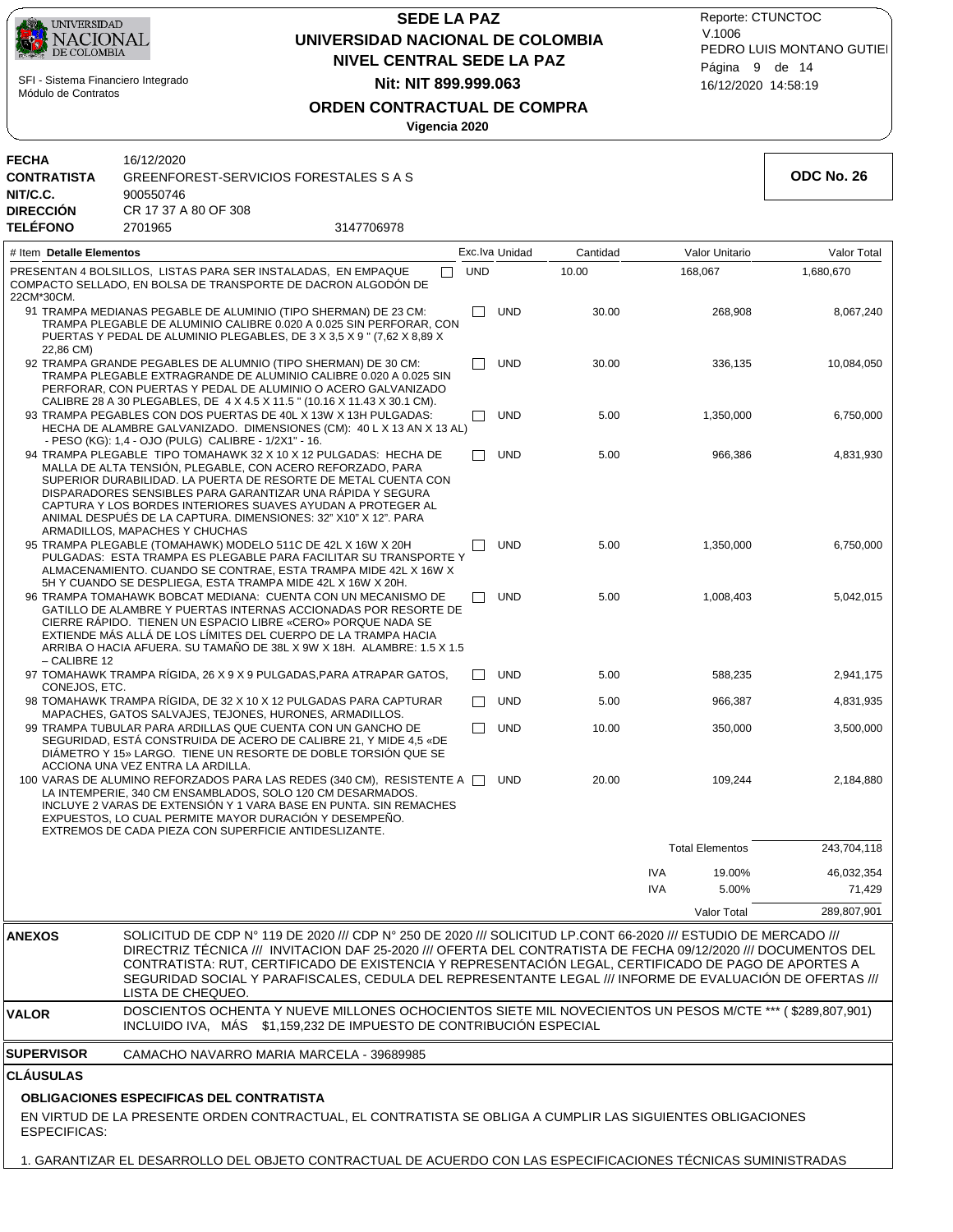# SEDE LA PAZ
## UNIVERSIDAD NACIONAL DE COLOMBIA
## NIVEL CENTRAL SEDE LA PAZ
**Nit: NIT 899.999.063**

SFI - Sistema Financiero Integrado
Módulo de Contratos

Reporte: CTUNCTOC
V.1006
PEDRO LUIS MONTANO GUTIEI
16/12/2020 14:58:19

## ORDEN CONTRACTUAL DE COMPRA
**Vigencia 2020**

**FECHA** 16/12/2020
**CONTRATISTA** GREENFOREST-SERVICIOS FORESTALES S A S
**NIT/C.C.** 900550746
**DIRECCIÓN** CR 17 37 A 80 OF 308
**TELÉFONO** 2701965 3147706978

**ODC No. 26**

| # Item | Detalle Elementos | Exc.Iva | Unidad | Cantidad | Valor Unitario | Valor Total |
|---|---|---|---|---|---|---|
| | PRESENTAN 4 BOLSILLOS, LISTAS PARA SER INSTALADAS, EN EMPAQUE COMPACTO SELLADO, EN BOLSA DE TRANSPORTE DE DACRON ALGODÓN DE 22CM*30CM. | ☐ | UND | 10.00 | 168,067 | 1,680,670 |
| 91 | TRAMPA MEDIANAS PEGABLE DE ALUMINIO (TIPO SHERMAN) DE 23 CM: TRAMPA PLEGABLE DE ALUMINIO CALIBRE 0.020 A 0.025 SIN PERFORAN, CON PUERTAS Y PEDAL DE ALUMINIO PLEGABLES, DE 3 X 3,5 X 9 " (7,62 X 8,89 X 22,86 CM) | ☐ | UND | 30.00 | 268,908 | 8,067,240 |
| 92 | TRAMPA GRANDE PEGABLES DE ALUMNIO (TIPO SHERMAN) DE 30 CM: TRAMPA PLEGABLE EXTRAGRANDE DE ALUMINIO CALIBRE 0.020 A 0.025 SIN PERFORAR, CON PUERTAS Y PEDAL DE ALUMINIO O ACERO GALVANIZADO CALIBRE 28 A 30 PLEGABLES, DE 4 X 4.5 X 11.5 " (10.16 X 11.43 X 30.1 CM). | ☐ | UND | 30.00 | 336,135 | 10,084,050 |
| 93 | TRAMPA PEGABLES CON DOS PUERTAS DE 40L X 13W X 13H PULGADAS: HECHA DE ALAMBRE GALVANIZADO. DIMENSIONES (CM): 40 L X 13 AN X 13 AL) - PESO (KG): 1,4 - OJO (PULG) CALIBRE - 1/2X1" - 16. | ☐ | UND | 5.00 | 1,350,000 | 6,750,000 |
| 94 | TRAMPA PLEGABLE TIPO TOMAHAWK 32 X 10 X 12 PULGADAS: HECHA DE MALLA DE ALTA TENSIÓN, PLEGABLE, CON ACERO REFORZADO, PARA SUPERIOR DURABILIDAD. LA PUERTA DE RESORTE DE METAL CUENTA CON DISPARADORES SENSIBLES PARA GARANTIZAR UNA RÁPIDA Y SEGURA CAPTURA Y LOS BORDES INTERIORES SUAVES AYUDAN A PROTEGER AL ANIMAL DESPUÉS DE LA CAPTURA. DIMENSIONES: 32" X10" X 12". PARA ARMADILLOS, MAPACHES Y CHUCHAS | ☐ | UND | 5.00 | 966,386 | 4,831,930 |
| 95 | TRAMPA PLEGABLE (TOMAHAWK) MODELO 511C DE 42L X 16W X 20H PULGADAS: ESTA TRAMPA ES PLEGABLE PARA FACILITAR SU TRANSPORTE Y ALMACENAMIENTO. CUANDO SE CONTRAE, ESTA TRAMPA MIDE 42L X 16W X 5H Y CUANDO SE DESPLIEGA, ESTA TRAMPA MIDE 42L X 16W X 20H. | ☐ | UND | 5.00 | 1,350,000 | 6,750,000 |
| 96 | TRAMPA TOMAHAWK BOBCAT MEDIANA: CUENTA CON UN MECANISMO DE GATILLO DE ALAMBRE Y PUERTAS INTERNAS ACCIONADAS POR RESORTE DE CIERRE RÁPIDO. TIENEN UN ESPACIO LIBRE «CERO» PORQUE NADA SE EXTIENDE MÁS ALLÁ DE LOS LÍMITES DEL CUERPO DE LA TRAMPA HACIA ARRIBA O HACIA AFUERA. SU TAMAÑO DE 38L X 9W X 18H. ALAMBRE: 1.5 X 1.5 – CALIBRE 12 | ☐ | UND | 5.00 | 1,008,403 | 5,042,015 |
| 97 | TOMAHAWK TRAMPA RÍGIDA, 26 X 9 X 9 PULGADAS,PARA ATRAPAR GATOS, CONEJOS, ETC. | ☐ | UND | 5.00 | 588,235 | 2,941,175 |
| 98 | TOMAHAWK TRAMPA RÍGIDA, DE 32 X 10 X 12 PULGADAS PARA CAPTURAR MAPACHES, GATOS SALVAJES, TEJONES, HURONES, ARMADILLOS. | ☐ | UND | 5.00 | 966,387 | 4,831,935 |
| 99 | TRAMPA TUBULAR PARA ARDILLAS QUE CUENTA CON UN GANCHO DE SEGURIDAD, ESTÁ CONSTRUIDA DE ACERO DE CALIBRE 21, Y MIDE 4,5 «DE DIÁMETRO Y 15» LARGO. TIENE UN RESORTE DE DOBLE TORSIÓN QUE SE ACCIONA UNA VEZ ENTRA LA ARDILLA. | ☐ | UND | 10.00 | 350,000 | 3,500,000 |
| 100 | VARAS DE ALUMINO REFORZADOS PARA LAS REDES (340 CM), RESISTENTE A LA INTEMPERIE, 340 CM ENSAMBLADOS, SOLO 120 CM DESARMADOS. INCLUYE 2 VARAS DE EXTENSIÓN Y 1 VARA BASE EN PUNTA. SIN REMACHES EXPUESTOS, LO CUAL PERMITE MAYOR DURACIÓN Y DESEMPEÑO. EXTREMOS DE CADA PIEZA CON SUPERFICIE ANTIDESLIZANTE. | ☐ | UND | 20.00 | 109,244 | 2,184,880 |

| | | |
|---|---|---|
| | Total Elementos | 243,704,118 |
| IVA | 19.00% | 46,032,354 |
| IVA | 5.00% | 71,429 |
| | Valor Total | 289,807,901 |

**ANEXOS** SOLICITUD DE CDP N° 119 DE 2020 /// CDP N° 250 DE 2020 /// SOLICITUD LP.CONT 66-2020 /// ESTUDIO DE MERCADO /// DIRECTRIZ TÉCNICA /// INVITACION DAF 25-2020 /// OFERTA DEL CONTRATISTA DE FECHA 09/12/2020 /// DOCUMENTOS DEL CONTRATISTA: RUT, CERTIFICADO DE EXISTENCIA Y REPRESENTACIÓN LEGAL, CERTIFICADO DE PAGO DE APORTES A SEGURIDAD SOCIAL Y PARAFISCALES, CEDULA DEL REPRESENTANTE LEGAL /// INFORME DE EVALUACIÓN DE OFERTAS /// LISTA DE CHEQUEO.

**VALOR** DOSCIENTOS OCHENTA Y NUEVE MILLONES OCHOCIENTOS SIETE MIL NOVECIENTOS UN PESOS M/CTE *** ( $289,807,901) INCLUIDO IVA, MÁS $1,159,232 DE IMPUESTO DE CONTRIBUCIÓN ESPECIAL

**SUPERVISOR** CAMACHO NAVARRO MARIA MARCELA - 39689985

**CLÁUSULAS**

**OBLIGACIONES ESPECIFICAS DEL CONTRATISTA**

EN VIRTUD DE LA PRESENTE ORDEN CONTRACTUAL, EL CONTRATISTA SE OBLIGA A CUMPLIR LAS SIGUIENTES OBLIGACIONES ESPECIFICAS:

1. GARANTIZAR EL DESARROLLO DEL OBJETO CONTRACTUAL DE ACUERDO CON LAS ESPECIFICACIONES TÉCNICAS SUMINISTRADAS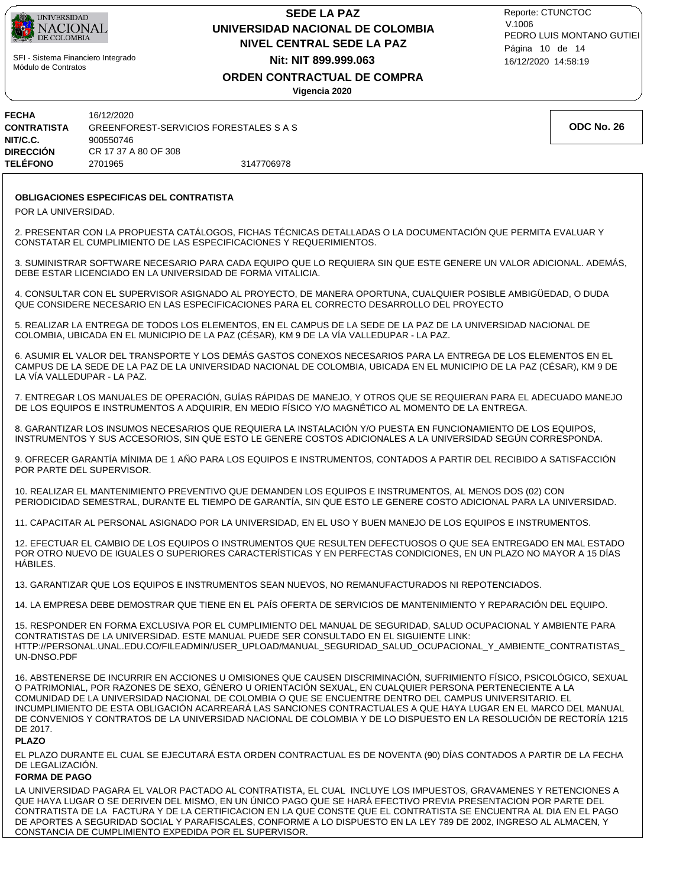**FECHA** 16/12/2020
**CONTRATISTA** GREENFOREST-SERVICIOS FORESTALES S A S
**NIT/C.C.** 900550746
**DIRECCIÓN** CR 17 37 A 80 OF 308
**TELÉFONO** 2701965 3147706978

**ODC No. 26**

**OBLIGACIONES ESPECIFICAS DEL CONTRATISTA**

POR LA UNIVERSIDAD.

2. PRESENTAR CON LA PROPUESTA CATÁLOGOS, FICHAS TÉCNICAS DETALLADAS O LA DOCUMENTACIÓN QUE PERMITA EVALUAR Y CONSTATAR EL CUMPLIMIENTO DE LAS ESPECIFICACIONES Y REQUERIMIENTOS.

3. SUMINISTRAR SOFTWARE NECESARIO PARA CADA EQUIPO QUE LO REQUIERA SIN QUE ESTE GENERE UN VALOR ADICIONAL. ADEMÁS, DEBE ESTAR LICENCIADO EN LA UNIVERSIDAD DE FORMA VITALICIA.

4. CONSULTAR CON EL SUPERVISOR ASIGNADO AL PROYECTO, DE MANERA OPORTUNA, CUALQUIER POSIBLE AMBIGÜEDAD, O DUDA QUE CONSIDERE NECESARIO EN LAS ESPECIFICACIONES PARA EL CORRECTO DESARROLLO DEL PROYECTO

5. REALIZAR LA ENTREGA DE TODOS LOS ELEMENTOS, EN EL CAMPUS DE LA SEDE DE LA PAZ DE LA UNIVERSIDAD NACIONAL DE COLOMBIA, UBICADA EN EL MUNICIPIO DE LA PAZ (CÉSAR), KM 9 DE LA VÍA VALLEDUPAR - LA PAZ.

6. ASUMIR EL VALOR DEL TRANSPORTE Y LOS DEMÁS GASTOS CONEXOS NECESARIOS PARA LA ENTREGA DE LOS ELEMENTOS EN EL CAMPUS DE LA SEDE DE LA PAZ DE LA UNIVERSIDAD NACIONAL DE COLOMBIA, UBICADA EN EL MUNICIPIO DE LA PAZ (CÉSAR), KM 9 DE LA VÍA VALLEDUPAR - LA PAZ.

7. ENTREGAR LOS MANUALES DE OPERACIÓN, GUÍAS RÁPIDAS DE MANEJO, Y OTROS QUE SE REQUIERAN PARA EL ADECUADO MANEJO DE LOS EQUIPOS E INSTRUMENTOS A ADQUIRIR, EN MEDIO FÍSICO Y/O MAGNÉTICO AL MOMENTO DE LA ENTREGA.

8. GARANTIZAR LOS INSUMOS NECESARIOS QUE REQUIERA LA INSTALACIÓN Y/O PUESTA EN FUNCIONAMIENTO DE LOS EQUIPOS, INSTRUMENTOS Y SUS ACCESORIOS, SIN QUE ESTO LE GENERE COSTOS ADICIONALES A LA UNIVERSIDAD SEGÚN CORRESPONDA.

9. OFRECER GARANTÍA MÍNIMA DE 1 AÑO PARA LOS EQUIPOS E INSTRUMENTOS, CONTADOS A PARTIR DEL RECIBIDO A SATISFACCIÓN POR PARTE DEL SUPERVISOR.

10. REALIZAR EL MANTENIMIENTO PREVENTIVO QUE DEMANDEN LOS EQUIPOS E INSTRUMENTOS, AL MENOS DOS (02) CON PERIODICIDAD SEMESTRAL, DURANTE EL TIEMPO DE GARANTÍA, SIN QUE ESTO LE GENERE COSTO ADICIONAL PARA LA UNIVERSIDAD.

11. CAPACITAR AL PERSONAL ASIGNADO POR LA UNIVERSIDAD, EN EL USO Y BUEN MANEJO DE LOS EQUIPOS E INSTRUMENTOS.

12. EFECTUAR EL CAMBIO DE LOS EQUIPOS O INSTRUMENTOS QUE RESULTEN DEFECTUOSOS O QUE SEA ENTREGADO EN MAL ESTADO POR OTRO NUEVO DE IGUALES O SUPERIORES CARACTERÍSTICAS Y EN PERFECTAS CONDICIONES, EN UN PLAZO NO MAYOR A 15 DÍAS HÁBILES.

13. GARANTIZAR QUE LOS EQUIPOS E INSTRUMENTOS SEAN NUEVOS, NO REMANUFACTURADOS NI REPOTENCIADOS.

14. LA EMPRESA DEBE DEMOSTRAR QUE TIENE EN EL PAÍS OFERTA DE SERVICIOS DE MANTENIMIENTO Y REPARACIÓN DEL EQUIPO.

15. RESPONDER EN FORMA EXCLUSIVA POR EL CUMPLIMIENTO DEL MANUAL DE SEGURIDAD, SALUD OCUPACIONAL Y AMBIENTE PARA CONTRATISTAS DE LA UNIVERSIDAD. ESTE MANUAL PUEDE SER CONSULTADO EN EL SIGUIENTE LINK: HTTP://PERSONAL.UNAL.EDU.CO/FILEADMIN/USER_UPLOAD/MANUAL_SEGURIDAD_SALUD_OCUPACIONAL_Y_AMBIENTE_CONTRATISTAS_UN-DNSO.PDF

16. ABSTENERSE DE INCURRIR EN ACCIONES U OMISIONES QUE CAUSEN DISCRIMINACIÓN, SUFRIMIENTO FÍSICO, PSICOLÓGICO, SEXUAL O PATRIMONIAL, POR RAZONES DE SEXO, GÉNERO U ORIENTACIÓN SEXUAL, EN CUALQUIER PERSONA PERTENECIENTE A LA COMUNIDAD DE LA UNIVERSIDAD NACIONAL DE COLOMBIA O QUE SE ENCUENTRE DENTRO DEL CAMPUS UNIVERSITARIO. EL INCUMPLIMIENTO DE ESTA OBLIGACIÓN ACARREARÁ LAS SANCIONES CONTRACTUALES A QUE HAYA LUGAR EN EL MARCO DEL MANUAL DE CONVENIOS Y CONTRATOS DE LA UNIVERSIDAD NACIONAL DE COLOMBIA Y DE LO DISPUESTO EN LA RESOLUCIÓN DE RECTORÍA 1215 DE 2017.

**PLAZO**

EL PLAZO DURANTE EL CUAL SE EJECUTARÁ ESTA ORDEN CONTRACTUAL ES DE NOVENTA (90) DÍAS CONTADOS A PARTIR DE LA FECHA DE LEGALIZACIÓN.

**FORMA DE PAGO**

LA UNIVERSIDAD PAGARA EL VALOR PACTADO AL CONTRATISTA, EL CUAL INCLUYE LOS IMPUESTOS, GRAVAMENES Y RETENCIONES A QUE HAYA LUGAR O SE DERIVEN DEL MISMO, EN UN ÚNICO PAGO QUE SE HARÁ EFECTIVO PREVIA PRESENTACION POR PARTE DEL CONTRATISTA DE LA FACTURA Y DE LA CERTIFICACION EN LA QUE CONSTE QUE EL CONTRATISTA SE ENCUENTRA AL DIA EN EL PAGO DE APORTES A SEGURIDAD SOCIAL Y PARAFISCALES, CONFORME A LO DISPUESTO EN LA LEY 789 DE 2002, INGRESO AL ALMACEN, Y CONSTANCIA DE CUMPLIMIENTO EXPEDIDA POR EL SUPERVISOR.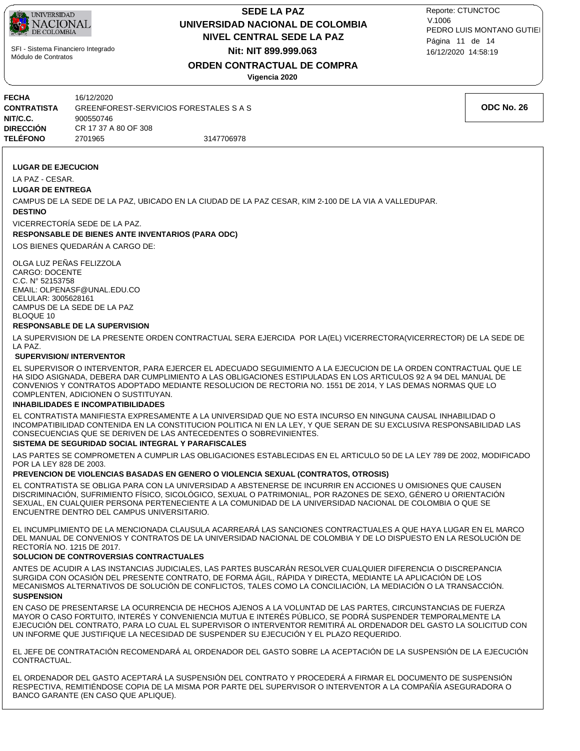**FECHA** 16/12/2020
**CONTRATISTA** GREENFOREST-SERVICIOS FORESTALES S A S
**NIT/C.C.** 900550746
**DIRECCIÓN** CR 17 37 A 80 OF 308
**TELÉFONO** 2701965 3147706978

**ODC No. 26**

**LUGAR DE EJECUCION**

LA PAZ - CESAR.

**LUGAR DE ENTREGA**

CAMPUS DE LA SEDE DE LA PAZ, UBICADO EN LA CIUDAD DE LA PAZ CESAR, KIM 2-100 DE LA VIA A VALLEDUPAR.

**DESTINO**

VICERRECTORÍA SEDE DE LA PAZ.

**RESPONSABLE DE BIENES ANTE INVENTARIOS (PARA ODC)**

LOS BIENES QUEDARÁN A CARGO DE:

OLGA LUZ PEÑAS FELIZZOLA
CARGO: DOCENTE
C.C. N° 52153758
EMAIL: OLPENASF@UNAL.EDU.CO
CELULAR: 3005628161
CAMPUS DE LA SEDE DE LA PAZ
BLOQUE 10

**RESPONSABLE DE LA SUPERVISION**

LA SUPERVISION DE LA PRESENTE ORDEN CONTRACTUAL SERA EJERCIDA POR LA(EL) VICERRECTORA(VICERRECTOR) DE LA SEDE DE LA PAZ.

**SUPERVISION/ INTERVENTOR**

EL SUPERVISOR O INTERVENTOR, PARA EJERCER EL ADECUADO SEGUIMIENTO A LA EJECUCION DE LA ORDEN CONTRACTUAL QUE LE HA SIDO ASIGNADA, DEBERA DAR CUMPLIMIENTO A LAS OBLIGACIONES ESTIPULADAS EN LOS ARTICULOS 92 A 94 DEL MANUAL DE CONVENIOS Y CONTRATOS ADOPTADO MEDIANTE RESOLUCION DE RECTORIA NO. 1551 DE 2014, Y LAS DEMAS NORMAS QUE LO COMPLENTEN, ADICIONEN O SUSTITUYAN.

**INHABILIDADES E INCOMPATIBILIDADES**

EL CONTRATISTA MANIFIESTA EXPRESAMENTE A LA UNIVERSIDAD QUE NO ESTA INCURSO EN NINGUNA CAUSAL INHABILIDAD O INCOMPATIBILIDAD CONTENIDA EN LA CONSTITUCION POLITICA NI EN LA LEY, Y QUE SERAN DE SU EXCLUSIVA RESPONSABILIDAD LAS CONSECUENCIAS QUE SE DERIVEN DE LAS ANTECEDENTES O SOBREVINIENTES.

**SISTEMA DE SEGURIDAD SOCIAL INTEGRAL Y PARAFISCALES**

LAS PARTES SE COMPROMETEN A CUMPLIR LAS OBLIGACIONES ESTABLECIDAS EN EL ARTICULO 50 DE LA LEY 789 DE 2002, MODIFICADO POR LA LEY 828 DE 2003.

**PREVENCION DE VIOLENCIAS BASADAS EN GENERO O VIOLENCIA SEXUAL (CONTRATOS, OTROSIS)**

EL CONTRATISTA SE OBLIGA PARA CON LA UNIVERSIDAD A ABSTENERSE DE INCURRIR EN ACCIONES U OMISIONES QUE CAUSEN DISCRIMINACIÓN, SUFRIMIENTO FÍSICO, SICOLÓGICO, SEXUAL O PATRIMONIAL, POR RAZONES DE SEXO, GÉNERO U ORIENTACIÓN SEXUAL, EN CUALQUIER PERSONA PERTENECIENTE A LA COMUNIDAD DE LA UNIVERSIDAD NACIONAL DE COLOMBIA O QUE SE ENCUENTRE DENTRO DEL CAMPUS UNIVERSITARIO.

EL INCUMPLIMIENTO DE LA MENCIONADA CLAUSULA ACARREARÁ LAS SANCIONES CONTRACTUALES A QUE HAYA LUGAR EN EL MARCO DEL MANUAL DE CONVENIOS Y CONTRATOS DE LA UNIVERSIDAD NACIONAL DE COLOMBIA Y DE LO DISPUESTO EN LA RESOLUCIÓN DE RECTORÍA NO. 1215 DE 2017.

**SOLUCION DE CONTROVERSIAS CONTRACTUALES**

ANTES DE ACUDIR A LAS INSTANCIAS JUDICIALES, LAS PARTES BUSCARÁN RESOLVER CUALQUIER DIFERENCIA O DISCREPANCIA SURGIDA CON OCASIÓN DEL PRESENTE CONTRATO, DE FORMA ÁGIL, RÁPIDA Y DIRECTA, MEDIANTE LA APLICACIÓN DE LOS MECANISMOS ALTERNATIVOS DE SOLUCIÓN DE CONFLICTOS, TALES COMO LA CONCILIACIÓN, LA MEDIACIÓN O LA TRANSACCIÓN.

**SUSPENSION**

EN CASO DE PRESENTARSE LA OCURRENCIA DE HECHOS AJENOS A LA VOLUNTAD DE LAS PARTES, CIRCUNSTANCIAS DE FUERZA MAYOR O CASO FORTUITO, INTERÉS Y CONVENIENCIA MUTUA E INTERÉS PÚBLICO, SE PODRÁ SUSPENDER TEMPORALMENTE LA EJECUCIÓN DEL CONTRATO, PARA LO CUAL EL SUPERVISOR O INTERVENTOR REMITIRÁ AL ORDENADOR DEL GASTO LA SOLICITUD CON UN INFORME QUE JUSTIFIQUE LA NECESIDAD DE SUSPENDER SU EJECUCIÓN Y EL PLAZO REQUERIDO.

EL JEFE DE CONTRATACIÓN RECOMENDARÁ AL ORDENADOR DEL GASTO SOBRE LA ACEPTACIÓN DE LA SUSPENSIÓN DE LA EJECUCIÓN CONTRACTUAL.

EL ORDENADOR DEL GASTO ACEPTARÁ LA SUSPENSIÓN DEL CONTRATO Y PROCEDERÁ A FIRMAR EL DOCUMENTO DE SUSPENSIÓN RESPECTIVA, REMITIÉNDOSE COPIA DE LA MISMA POR PARTE DEL SUPERVISOR O INTERVENTOR A LA COMPAÑÍA ASEGURADORA O BANCO GARANTE (EN CASO QUE APLIQUE).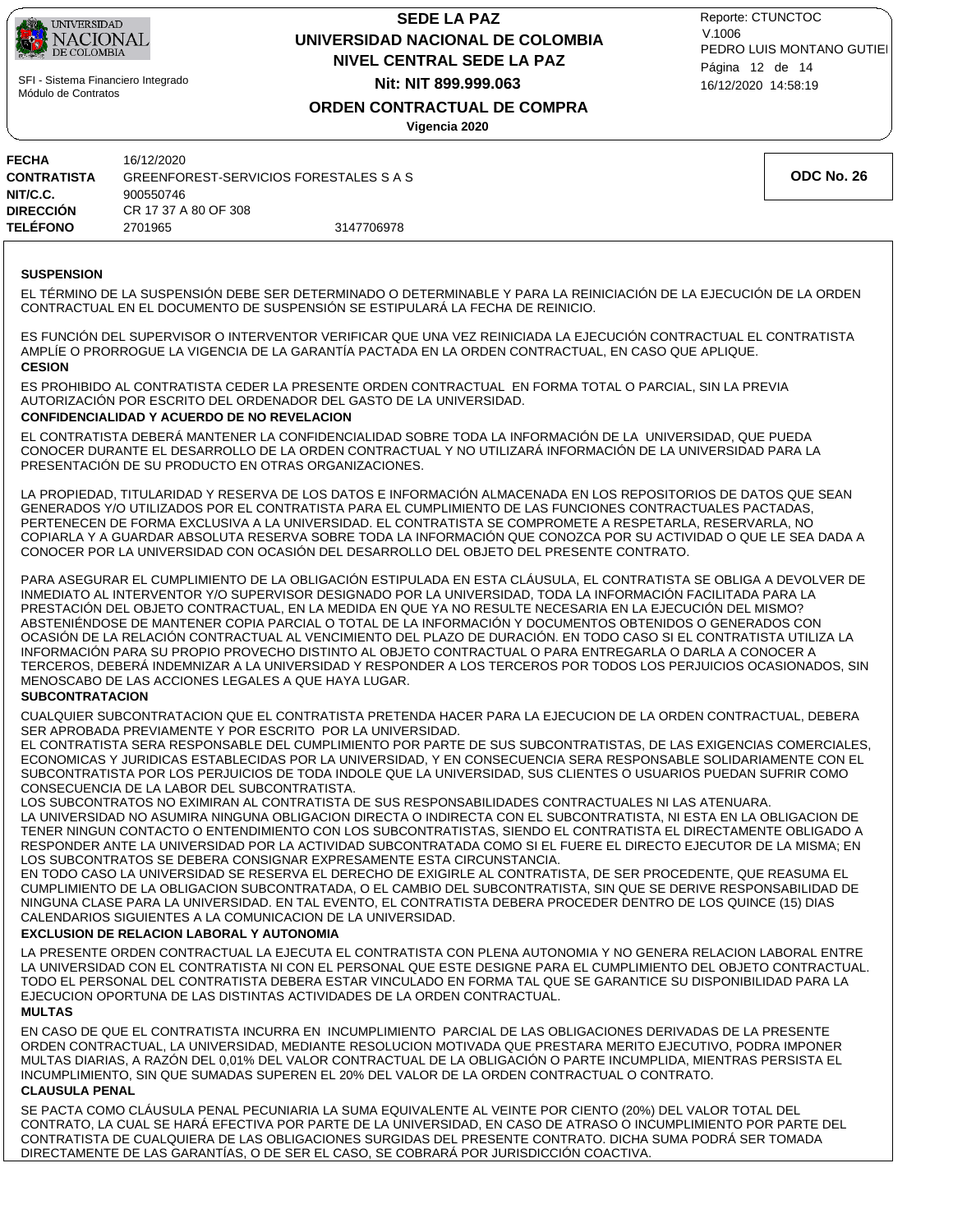| | | |
|---|---|---|
| **FECHA** | 16/12/2020 | |
| **CONTRATISTA** | GREENFOREST-SERVICIOS FORESTALES S A S | |
| **NIT/C.C.** | 900550746 | |
| **DIRECCIÓN** | CR 17 37 A 80 OF 308 | |
| **TELÉFONO** | 2701965 | 3147706978 |

**ODC No. 26**

**SUSPENSION**

EL TÉRMINO DE LA SUSPENSIÓN DEBE SER DETERMINADO O DETERMINABLE Y PARA LA REINICIACIÓN DE LA EJECUCIÓN DE LA ORDEN CONTRACTUAL EN EL DOCUMENTO DE SUSPENSIÓN SE ESTIPULARÁ LA FECHA DE REINICIO.

ES FUNCIÓN DEL SUPERVISOR O INTERVENTOR VERIFICAR QUE UNA VEZ REINICIADA LA EJECUCIÓN CONTRACTUAL EL CONTRATISTA AMPLÍE O PRORROGUE LA VIGENCIA DE LA GARANTÍA PACTADA EN LA ORDEN CONTRACTUAL, EN CASO QUE APLIQUE.

**CESION**

ES PROHIBIDO AL CONTRATISTA CEDER LA PRESENTE ORDEN CONTRACTUAL EN FORMA TOTAL O PARCIAL, SIN LA PREVIA AUTORIZACIÓN POR ESCRITO DEL ORDENADOR DEL GASTO DE LA UNIVERSIDAD.

**CONFIDENCIALIDAD Y ACUERDO DE NO REVELACION**

EL CONTRATISTA DEBERÁ MANTENER LA CONFIDENCIALIDAD SOBRE TODA LA INFORMACIÓN DE LA UNIVERSIDAD, QUE PUEDA CONOCER DURANTE EL DESARROLLO DE LA ORDEN CONTRACTUAL Y NO UTILIZARÁ INFORMACIÓN DE LA UNIVERSIDAD PARA LA PRESENTACIÓN DE SU PRODUCTO EN OTRAS ORGANIZACIONES.

LA PROPIEDAD, TITULARIDAD Y RESERVA DE LOS DATOS E INFORMACIÓN ALMACENADA EN LOS REPOSITORIOS DE DATOS QUE SEAN GENERADOS Y/O UTILIZADOS POR EL CONTRATISTA PARA EL CUMPLIMIENTO DE LAS FUNCIONES CONTRACTUALES PACTADAS, PERTENECEN DE FORMA EXCLUSIVA A LA UNIVERSIDAD. EL CONTRATISTA SE COMPROMETE A RESPETARLA, RESERVARLA, NO COPIARLA Y A GUARDAR ABSOLUTA RESERVA SOBRE TODA LA INFORMACIÓN QUE CONOZCA POR SU ACTIVIDAD O QUE LE SEA DADA A CONOCER POR LA UNIVERSIDAD CON OCASIÓN DEL DESARROLLO DEL OBJETO DEL PRESENTE CONTRATO.

PARA ASEGURAR EL CUMPLIMIENTO DE LA OBLIGACIÓN ESTIPULADA EN ESTA CLÁUSULA, EL CONTRATISTA SE OBLIGA A DEVOLVER DE INMEDIATO AL INTERVENTOR Y/O SUPERVISOR DESIGNADO POR LA UNIVERSIDAD, TODA LA INFORMACIÓN FACILITADA PARA LA PRESTACIÓN DEL OBJETO CONTRACTUAL, EN LA MEDIDA EN QUE YA NO RESULTE NECESARIA EN LA EJECUCIÓN DEL MISMO? ABSTENIÉNDOSE DE MANTENER COPIA PARCIAL O TOTAL DE LA INFORMACIÓN Y DOCUMENTOS OBTENIDOS O GENERADOS CON OCASIÓN DE LA RELACIÓN CONTRACTUAL AL VENCIMIENTO DEL PLAZO DE DURACIÓN. EN TODO CASO SI EL CONTRATISTA UTILIZA LA INFORMACIÓN PARA SU PROPIO PROVECHO DISTINTO AL OBJETO CONTRACTUAL O PARA ENTREGARLA O DARLA A CONOCER A TERCEROS, DEBERÁ INDEMNIZAR A LA UNIVERSIDAD Y RESPONDER A LOS TERCEROS POR TODOS LOS PERJUICIOS OCASIONADOS, SIN MENOSCABO DE LAS ACCIONES LEGALES A QUE HAYA LUGAR.

**SUBCONTRATACION**

CUALQUIER SUBCONTRATACION QUE EL CONTRATISTA PRETENDA HACER PARA LA EJECUCION DE LA ORDEN CONTRACTUAL, DEBERA SER APROBADA PREVIAMENTE Y POR ESCRITO POR LA UNIVERSIDAD.
EL CONTRATISTA SERA RESPONSABLE DEL CUMPLIMIENTO POR PARTE DE SUS SUBCONTRATISTAS, DE LAS EXIGENCIAS COMERCIALES, ECONOMICAS Y JURIDICAS ESTABLECIDAS POR LA UNIVERSIDAD, Y EN CONSECUENCIA SERA RESPONSABLE SOLIDARIAMENTE CON EL SUBCONTRATISTA POR LOS PERJUICIOS DE TODA INDOLE QUE LA UNIVERSIDAD, SUS CLIENTES O USUARIOS PUEDAN SUFRIR COMO CONSECUENCIA DE LA LABOR DEL SUBCONTRATISTA.
LOS SUBCONTRATOS NO EXIMIRAN AL CONTRATISTA DE SUS RESPONSABILIDADES CONTRACTUALES NI LAS ATENUARA.
LA UNIVERSIDAD NO ASUMIRA NINGUNA OBLIGACION DIRECTA O INDIRECTA CON EL SUBCONTRATISTA, NI ESTA EN LA OBLIGACION DE TENER NINGUN CONTACTO O ENTENDIMIENTO CON LOS SUBCONTRATISTAS, SIENDO EL CONTRATISTA EL DIRECTAMENTE OBLIGADO A RESPONDER ANTE LA UNIVERSIDAD POR LA ACTIVIDAD SUBCONTRATADA COMO SI EL FUERE EL DIRECTO EJECUTOR DE LA MISMA; EN LOS SUBCONTRATOS SE DEBERA CONSIGNAR EXPRESAMENTE ESTA CIRCUNSTANCIA.
EN TODO CASO LA UNIVERSIDAD SE RESERVA EL DERECHO DE EXIGIRLE AL CONTRATISTA, DE SER PROCEDENTE, QUE REASUMA EL CUMPLIMIENTO DE LA OBLIGACION SUBCONTRATADA, O EL CAMBIO DEL SUBCONTRATISTA, SIN QUE SE DERIVE RESPONSABILIDAD DE NINGUNA CLASE PARA LA UNIVERSIDAD. EN TAL EVENTO, EL CONTRATISTA DEBERA PROCEDER DENTRO DE LOS QUINCE (15) DIAS CALENDARIOS SIGUIENTES A LA COMUNICACION DE LA UNIVERSIDAD.

**EXCLUSION DE RELACION LABORAL Y AUTONOMIA**

LA PRESENTE ORDEN CONTRACTUAL LA EJECUTA EL CONTRATISTA CON PLENA AUTONOMIA Y NO GENERA RELACION LABORAL ENTRE LA UNIVERSIDAD CON EL CONTRATISTA NI CON EL PERSONAL QUE ESTE DESIGNE PARA EL CUMPLIMIENTO DEL OBJETO CONTRACTUAL. TODO EL PERSONAL DEL CONTRATISTA DEBERA ESTAR VINCULADO EN FORMA TAL QUE SE GARANTICE SU DISPONIBILIDAD PARA LA EJECUCION OPORTUNA DE LAS DISTINTAS ACTIVIDADES DE LA ORDEN CONTRACTUAL.

**MULTAS**

EN CASO DE QUE EL CONTRATISTA INCURRA EN INCUMPLIMIENTO PARCIAL DE LAS OBLIGACIONES DERIVADAS DE LA PRESENTE ORDEN CONTRACTUAL, LA UNIVERSIDAD, MEDIANTE RESOLUCION MOTIVADA QUE PRESTARA MERITO EJECUTIVO, PODRA IMPONER MULTAS DIARIAS, A RAZÓN DEL 0,01% DEL VALOR CONTRACTUAL DE LA OBLIGACIÓN O PARTE INCUMPLIDA, MIENTRAS PERSISTA EL INCUMPLIMIENTO, SIN QUE SUMADAS SUPEREN EL 20% DEL VALOR DE LA ORDEN CONTRACTUAL O CONTRATO.

**CLAUSULA PENAL**

SE PACTA COMO CLÁUSULA PENAL PECUNIARIA LA SUMA EQUIVALENTE AL VEINTE POR CIENTO (20%) DEL VALOR TOTAL DEL CONTRATO, LA CUAL SE HARÁ EFECTIVA POR PARTE DE LA UNIVERSIDAD, EN CASO DE ATRASO O INCUMPLIMIENTO POR PARTE DEL CONTRATISTA DE CUALQUIERA DE LAS OBLIGACIONES SURGIDAS DEL PRESENTE CONTRATO. DICHA SUMA PODRÁ SER TOMADA DIRECTAMENTE DE LAS GARANTÍAS, O DE SER EL CASO, SE COBRARÁ POR JURISDICCIÓN COACTIVA.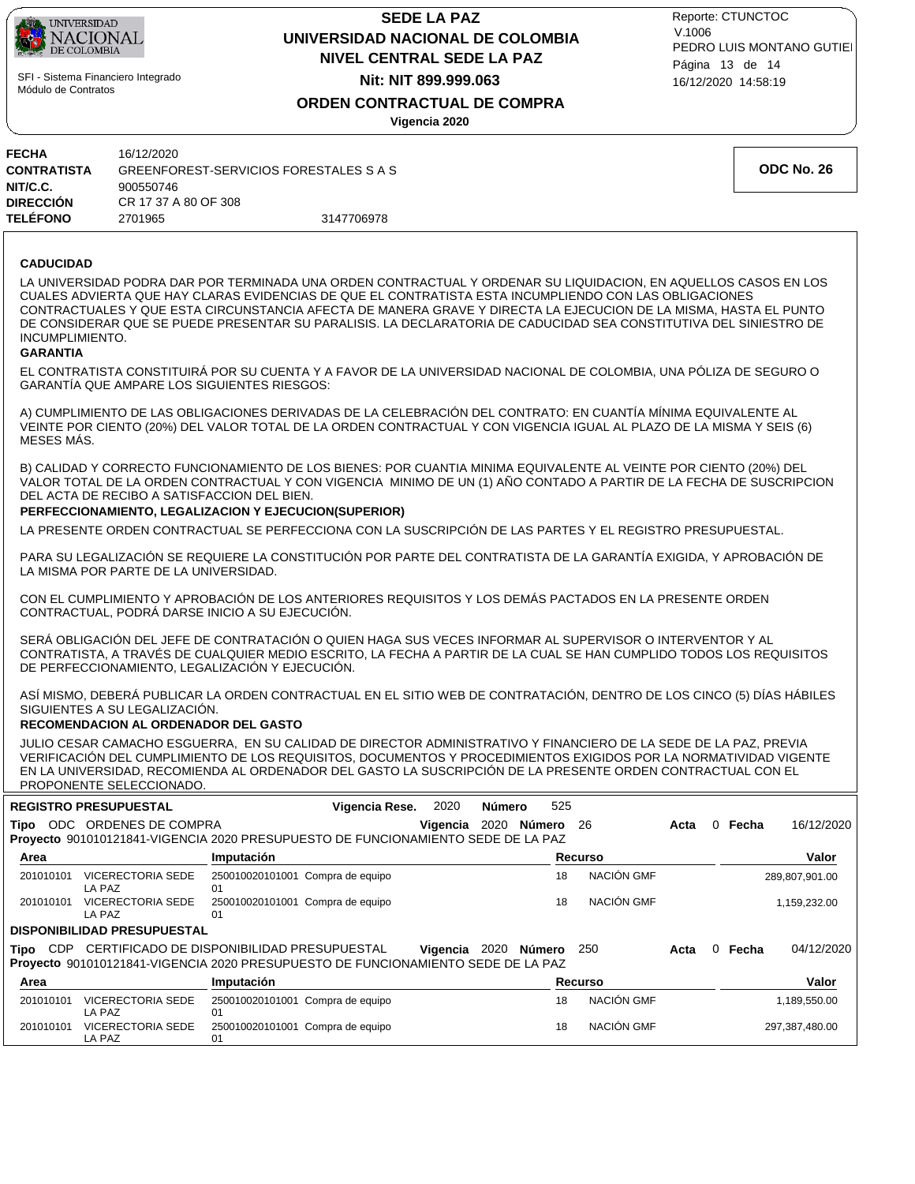**UNIVERSIDAD NACIONAL DE COLOMBIA**

SFI - Sistema Financiero Integrado
Módulo de Contratos

**SEDE LA PAZ**
**UNIVERSIDAD NACIONAL DE COLOMBIA**
**NIVEL CENTRAL SEDE LA PAZ**
**Nit: NIT 899.999.063**
**ORDEN CONTRACTUAL DE COMPRA**
**Vigencia 2020**

Reporte: CTUNCTOC
V.1006
PEDRO LUIS MONTANO GUTIEI
16/12/2020 14:58:19

**FECHA** 16/12/2020
**CONTRATISTA** GREENFOREST-SERVICIOS FORESTALES S A S
**NIT/C.C.** 900550746
**DIRECCIÓN** CR 17 37 A 80 OF 308
**TELÉFONO** 2701965 3147706978

**ODC No. 26**

**CADUCIDAD**

LA UNIVERSIDAD PODRA DAR POR TERMINADA UNA ORDEN CONTRACTUAL Y ORDENAR SU LIQUIDACION, EN AQUELLOS CASOS EN LOS CUALES ADVIERTA QUE HAY CLARAS EVIDENCIAS DE QUE EL CONTRATISTA ESTA INCUMPLIENDO CON LAS OBLIGACIONES CONTRACTUALES Y QUE ESTA CIRCUNSTANCIA AFECTA DE MANERA GRAVE Y DIRECTA LA EJECUCION DE LA MISMA, HASTA EL PUNTO DE CONSIDERAR QUE SE PUEDE PRESENTAR SU PARALISIS. LA DECLARATORIA DE CADUCIDAD SEA CONSTITUTIVA DEL SINIESTRO DE INCUMPLIMIENTO.

**GARANTIA**

EL CONTRATISTA CONSTITUIRÁ POR SU CUENTA Y A FAVOR DE LA UNIVERSIDAD NACIONAL DE COLOMBIA, UNA PÓLIZA DE SEGURO O GARANTÍA QUE AMPARE LOS SIGUIENTES RIESGOS:

A) CUMPLIMIENTO DE LAS OBLIGACIONES DERIVADAS DE LA CELEBRACIÓN DEL CONTRATO: EN CUANTÍA MÍNIMA EQUIVALENTE AL VEINTE POR CIENTO (20%) DEL VALOR TOTAL DE LA ORDEN CONTRACTUAL Y CON VIGENCIA IGUAL AL PLAZO DE LA MISMA Y SEIS (6) MESES MÁS.

B) CALIDAD Y CORRECTO FUNCIONAMIENTO DE LOS BIENES: POR CUANTIA MINIMA EQUIVALENTE AL VEINTE POR CIENTO (20%) DEL VALOR TOTAL DE LA ORDEN CONTRACTUAL Y CON VIGENCIA MINIMO DE UN (1) AÑO CONTADO A PARTIR DE LA FECHA DE SUSCRIPCION DEL ACTA DE RECIBO A SATISFACCION DEL BIEN.

**PERFECCIONAMIENTO, LEGALIZACION Y EJECUCION(SUPERIOR)**

LA PRESENTE ORDEN CONTRACTUAL SE PERFECCIONA CON LA SUSCRIPCIÓN DE LAS PARTES Y EL REGISTRO PRESUPUESTAL.

PARA SU LEGALIZACIÓN SE REQUIERE LA CONSTITUCIÓN POR PARTE DEL CONTRATISTA DE LA GARANTÍA EXIGIDA, Y APROBACIÓN DE LA MISMA POR PARTE DE LA UNIVERSIDAD.

CON EL CUMPLIMIENTO Y APROBACIÓN DE LOS ANTERIORES REQUISITOS Y LOS DEMÁS PACTADOS EN LA PRESENTE ORDEN CONTRACTUAL, PODRÁ DARSE INICIO A SU EJECUCIÓN.

SERÁ OBLIGACIÓN DEL JEFE DE CONTRATACIÓN O QUIEN HAGA SUS VECES INFORMAR AL SUPERVISOR O INTERVENTOR Y AL CONTRATISTA, A TRAVÉS DE CUALQUIER MEDIO ESCRITO, LA FECHA A PARTIR DE LA CUAL SE HAN CUMPLIDO TODOS LOS REQUISITOS DE PERFECCIONAMIENTO, LEGALIZACIÓN Y EJECUCIÓN.

ASÍ MISMO, DEBERÁ PUBLICAR LA ORDEN CONTRACTUAL EN EL SITIO WEB DE CONTRATACIÓN, DENTRO DE LOS CINCO (5) DÍAS HÁBILES SIGUIENTES A SU LEGALIZACIÓN.

**RECOMENDACION AL ORDENADOR DEL GASTO**

JULIO CESAR CAMACHO ESGUERRA, EN SU CALIDAD DE DIRECTOR ADMINISTRATIVO Y FINANCIERO DE LA SEDE DE LA PAZ, PREVIA VERIFICACIÓN DEL CUMPLIMIENTO DE LOS REQUISITOS, DOCUMENTOS Y PROCEDIMIENTOS EXIGIDOS POR LA NORMATIVIDAD VIGENTE EN LA UNIVERSIDAD, RECOMIENDA AL ORDENADOR DEL GASTO LA SUSCRIPCIÓN DE LA PRESENTE ORDEN CONTRACTUAL CON EL PROPONENTE SELECCIONADO.

**REGISTRO PRESUPUESTAL** — **Vigencia Rese.** 2020 **Número** 525

**Tipo** ODC ORDENES DE COMPRA — **Vigencia** 2020 **Número** 26 — **Acta** 0 **Fecha** 16/12/2020
**Proyecto** 901010121841-VIGENCIA 2020 PRESUPUESTO DE FUNCIONAMIENTO SEDE DE LA PAZ

| Area | | Imputación | | Recurso | | Valor |
|---|---|---|---|---|---|---|
| 201010101 | VICERECTORIA SEDE LA PAZ | 250010020101001 01 | Compra de equipo | 18 | NACIÓN GMF | 289,807,901.00 |
| 201010101 | VICERECTORIA SEDE LA PAZ | 250010020101001 01 | Compra de equipo | 18 | NACIÓN GMF | 1,159,232.00 |

**DISPONIBILIDAD PRESUPUESTAL**

**Tipo** CDP CERTIFICADO DE DISPONIBILIDAD PRESUPUESTAL — **Vigencia** 2020 **Número** 250 — **Acta** 0 **Fecha** 04/12/2020
**Proyecto** 901010121841-VIGENCIA 2020 PRESUPUESTO DE FUNCIONAMIENTO SEDE DE LA PAZ

| Area | | Imputación | | Recurso | | Valor |
|---|---|---|---|---|---|---|
| 201010101 | VICERECTORIA SEDE LA PAZ | 250010020101001 01 | Compra de equipo | 18 | NACIÓN GMF | 1,189,550.00 |
| 201010101 | VICERECTORIA SEDE LA PAZ | 250010020101001 01 | Compra de equipo | 18 | NACIÓN GMF | 297,387,480.00 |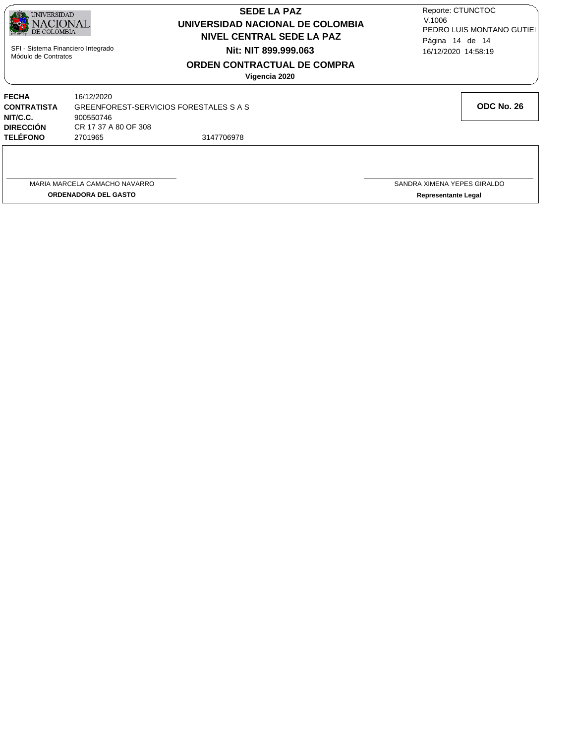**SEDE LA PAZ**
**UNIVERSIDAD NACIONAL DE COLOMBIA**
**NIVEL CENTRAL SEDE LA PAZ**
**Nit: NIT 899.999.063**

SFI - Sistema Financiero Integrado
Módulo de Contratos

Reporte: CTUNCTOC
V.1006
PEDRO LUIS MONTANO GUTIEI
16/12/2020 14:58:19

## ORDEN CONTRACTUAL DE COMPRA

**Vigencia 2020**

**ODC No. 26**

| | |
|---|---|
| **FECHA** | 16/12/2020 |
| **CONTRATISTA** | GREENFOREST-SERVICIOS FORESTALES S A S |
| **NIT/C.C.** | 900550746 |
| **DIRECCIÓN** | CR 17 37 A 80 OF 308 |
| **TELÉFONO** | 2701965 3147706978 |

MARIA MARCELA CAMACHO NAVARRO
**ORDENADORA DEL GASTO**

SANDRA XIMENA YEPES GIRALDO
**Representante Legal**